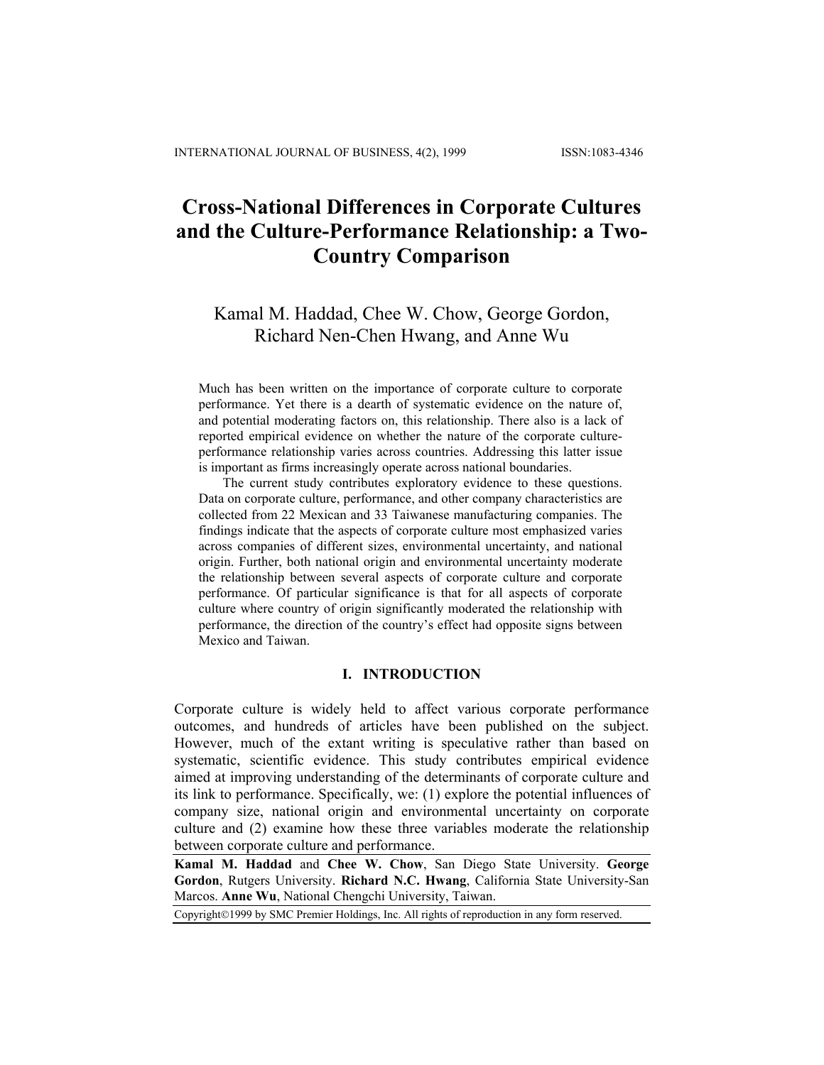# Cross-National Differences in Corporate Cultures and the Culture-Performance Relationship: a Two-Country Comparison

Kamal M. Haddad, Chee W. Chow, George Gordon, Richard Nen-Chen Hwang, and Anne Wu

Much has been written on the importance of corporate culture to corporate performance. Yet there is a dearth of systematic evidence on the nature of, and potential moderating factors on, this relationship. There also is a lack of reported empirical evidence on whether the nature of the corporate culture-performance relationship varies across countries. Addressing this latter issue is important as firms increasingly operate across national boundaries.

The current study contributes exploratory evidence to these questions. Data on corporate culture, performance, and other company characteristics are collected from 22 Mexican and 33 Taiwanese manufacturing companies. The findings indicate that the aspects of corporate culture most emphasized varies across companies of different sizes, environmental uncertainty, and national origin. Further, both national origin and environmental uncertainty moderate the relationship between several aspects of corporate culture and corporate performance. Of particular significance is that for all aspects of corporate culture where country of origin significantly moderated the relationship with performance, the direction of the country's effect had opposite signs between Mexico and Taiwan.

## I. INTRODUCTION

Corporate culture is widely held to affect various corporate performance outcomes, and hundreds of articles have been published on the subject. However, much of the extant writing is speculative rather than based on systematic, scientific evidence. This study contributes empirical evidence aimed at improving understanding of the determinants of corporate culture and its link to performance. Specifically, we: (1) explore the potential influences of company size, national origin and environmental uncertainty on corporate culture and (2) examine how these three variables moderate the relationship between corporate culture and performance.

**Kamal M. Haddad** and **Chee W. Chow**, San Diego State University. **George Gordon**, Rutgers University. **Richard N.C. Hwang**, California State University-San Marcos. **Anne Wu**, National Chengchi University, Taiwan.

Copyright©1999 by SMC Premier Holdings, Inc. All rights of reproduction in any form reserved.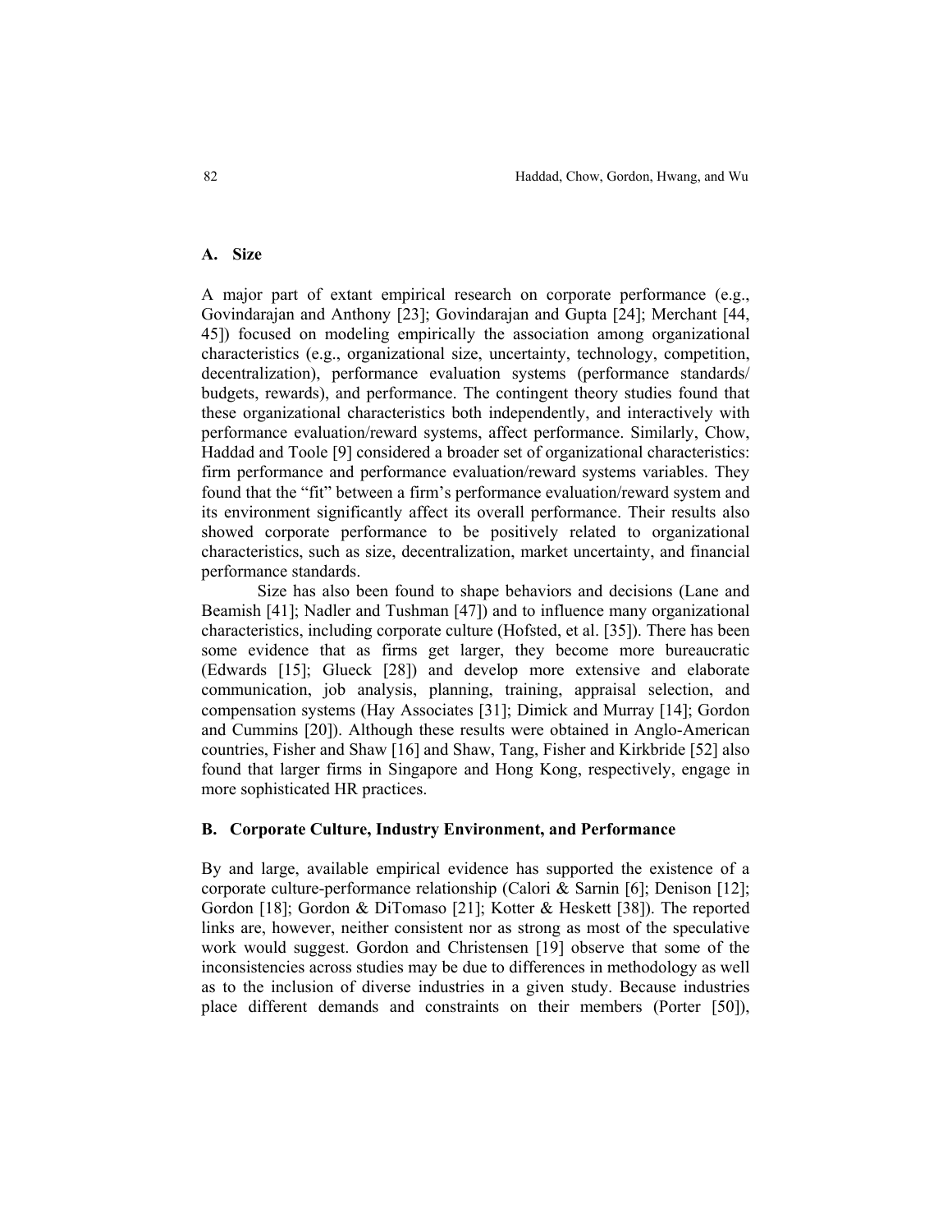### A. Size

A major part of extant empirical research on corporate performance (e.g., Govindarajan and Anthony [23]; Govindarajan and Gupta [24]; Merchant [44, 45]) focused on modeling empirically the association among organizational characteristics (e.g., organizational size, uncertainty, technology, competition, decentralization), performance evaluation systems (performance standards/ budgets, rewards), and performance. The contingent theory studies found that these organizational characteristics both independently, and interactively with performance evaluation/reward systems, affect performance. Similarly, Chow, Haddad and Toole [9] considered a broader set of organizational characteristics: firm performance and performance evaluation/reward systems variables. They found that the "fit" between a firm's performance evaluation/reward system and its environment significantly affect its overall performance. Their results also showed corporate performance to be positively related to organizational characteristics, such as size, decentralization, market uncertainty, and financial performance standards.

Size has also been found to shape behaviors and decisions (Lane and Beamish [41]; Nadler and Tushman [47]) and to influence many organizational characteristics, including corporate culture (Hofsted, et al. [35]). There has been some evidence that as firms get larger, they become more bureaucratic (Edwards [15]; Glueck [28]) and develop more extensive and elaborate communication, job analysis, planning, training, appraisal selection, and compensation systems (Hay Associates [31]; Dimick and Murray [14]; Gordon and Cummins [20]). Although these results were obtained in Anglo-American countries, Fisher and Shaw [16] and Shaw, Tang, Fisher and Kirkbride [52] also found that larger firms in Singapore and Hong Kong, respectively, engage in more sophisticated HR practices.

### B. Corporate Culture, Industry Environment, and Performance

By and large, available empirical evidence has supported the existence of a corporate culture-performance relationship (Calori & Sarnin [6]; Denison [12]; Gordon [18]; Gordon & DiTomaso [21]; Kotter & Heskett [38]). The reported links are, however, neither consistent nor as strong as most of the speculative work would suggest. Gordon and Christensen [19] observe that some of the inconsistencies across studies may be due to differences in methodology as well as to the inclusion of diverse industries in a given study. Because industries place different demands and constraints on their members (Porter [50]),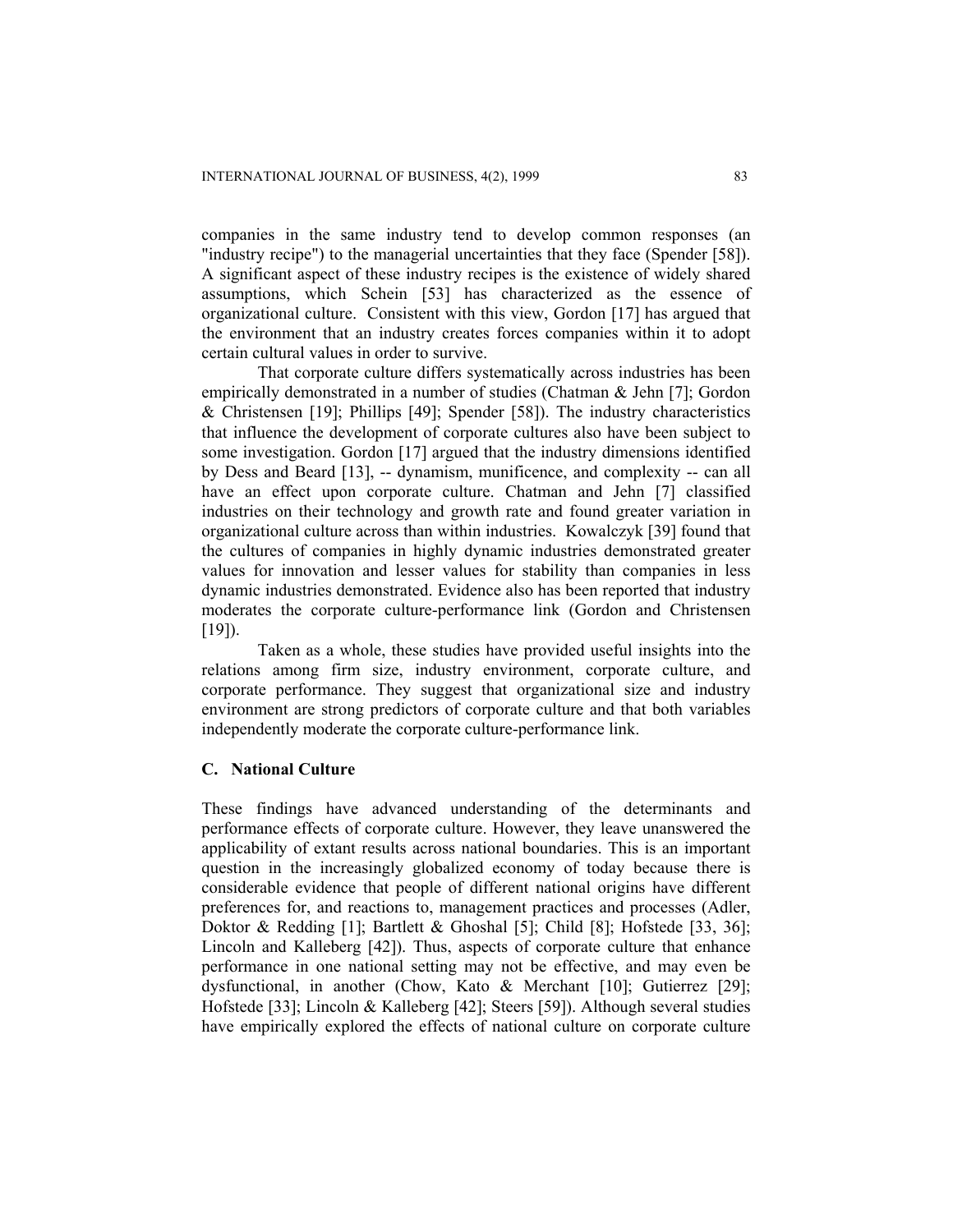companies in the same industry tend to develop common responses (an "industry recipe") to the managerial uncertainties that they face (Spender [58]). A significant aspect of these industry recipes is the existence of widely shared assumptions, which Schein [53] has characterized as the essence of organizational culture. Consistent with this view, Gordon [17] has argued that the environment that an industry creates forces companies within it to adopt certain cultural values in order to survive.

That corporate culture differs systematically across industries has been empirically demonstrated in a number of studies (Chatman & Jehn [7]; Gordon & Christensen [19]; Phillips [49]; Spender [58]). The industry characteristics that influence the development of corporate cultures also have been subject to some investigation. Gordon [17] argued that the industry dimensions identified by Dess and Beard [13], -- dynamism, munificence, and complexity -- can all have an effect upon corporate culture. Chatman and Jehn [7] classified industries on their technology and growth rate and found greater variation in organizational culture across than within industries. Kowalczyk [39] found that the cultures of companies in highly dynamic industries demonstrated greater values for innovation and lesser values for stability than companies in less dynamic industries demonstrated. Evidence also has been reported that industry moderates the corporate culture-performance link (Gordon and Christensen [19]).

Taken as a whole, these studies have provided useful insights into the relations among firm size, industry environment, corporate culture, and corporate performance. They suggest that organizational size and industry environment are strong predictors of corporate culture and that both variables independently moderate the corporate culture-performance link.

### C. National Culture

These findings have advanced understanding of the determinants and performance effects of corporate culture. However, they leave unanswered the applicability of extant results across national boundaries. This is an important question in the increasingly globalized economy of today because there is considerable evidence that people of different national origins have different preferences for, and reactions to, management practices and processes (Adler, Doktor & Redding [1]; Bartlett & Ghoshal [5]; Child [8]; Hofstede [33, 36]; Lincoln and Kalleberg [42]). Thus, aspects of corporate culture that enhance performance in one national setting may not be effective, and may even be dysfunctional, in another (Chow, Kato & Merchant [10]; Gutierrez [29]; Hofstede [33]; Lincoln & Kalleberg [42]; Steers [59]). Although several studies have empirically explored the effects of national culture on corporate culture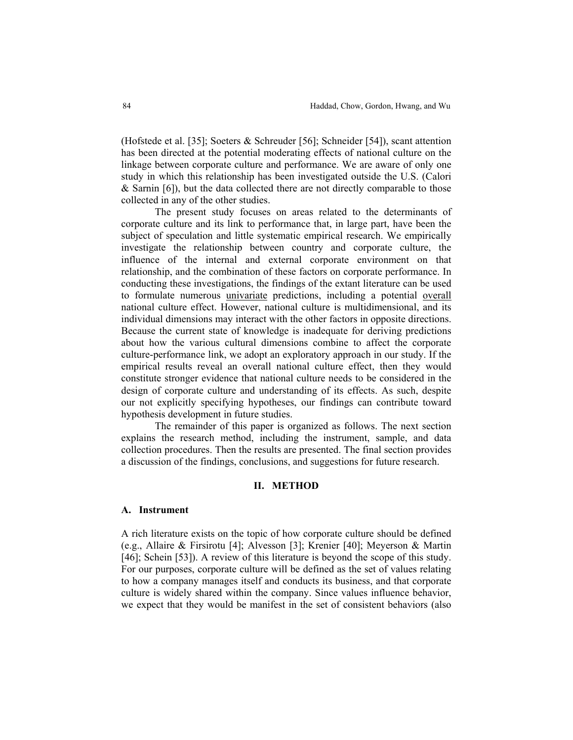(Hofstede et al. [35]; Soeters & Schreuder [56]; Schneider [54]), scant attention has been directed at the potential moderating effects of national culture on the linkage between corporate culture and performance. We are aware of only one study in which this relationship has been investigated outside the U.S. (Calori & Sarnin [6]), but the data collected there are not directly comparable to those collected in any of the other studies.

The present study focuses on areas related to the determinants of corporate culture and its link to performance that, in large part, have been the subject of speculation and little systematic empirical research. We empirically investigate the relationship between country and corporate culture, the influence of the internal and external corporate environment on that relationship, and the combination of these factors on corporate performance. In conducting these investigations, the findings of the extant literature can be used to formulate numerous <u>univariate</u> predictions, including a potential <u>overall</u> national culture effect. However, national culture is multidimensional, and its individual dimensions may interact with the other factors in opposite directions. Because the current state of knowledge is inadequate for deriving predictions about how the various cultural dimensions combine to affect the corporate culture-performance link, we adopt an exploratory approach in our study. If the empirical results reveal an overall national culture effect, then they would constitute stronger evidence that national culture needs to be considered in the design of corporate culture and understanding of its effects. As such, despite our not explicitly specifying hypotheses, our findings can contribute toward hypothesis development in future studies.

The remainder of this paper is organized as follows. The next section explains the research method, including the instrument, sample, and data collection procedures. Then the results are presented. The final section provides a discussion of the findings, conclusions, and suggestions for future research.

## II. METHOD

### A. Instrument

A rich literature exists on the topic of how corporate culture should be defined (e.g., Allaire & Firsirotu [4]; Alvesson [3]; Krenier [40]; Meyerson & Martin [46]; Schein [53]). A review of this literature is beyond the scope of this study. For our purposes, corporate culture will be defined as the set of values relating to how a company manages itself and conducts its business, and that corporate culture is widely shared within the company. Since values influence behavior, we expect that they would be manifest in the set of consistent behaviors (also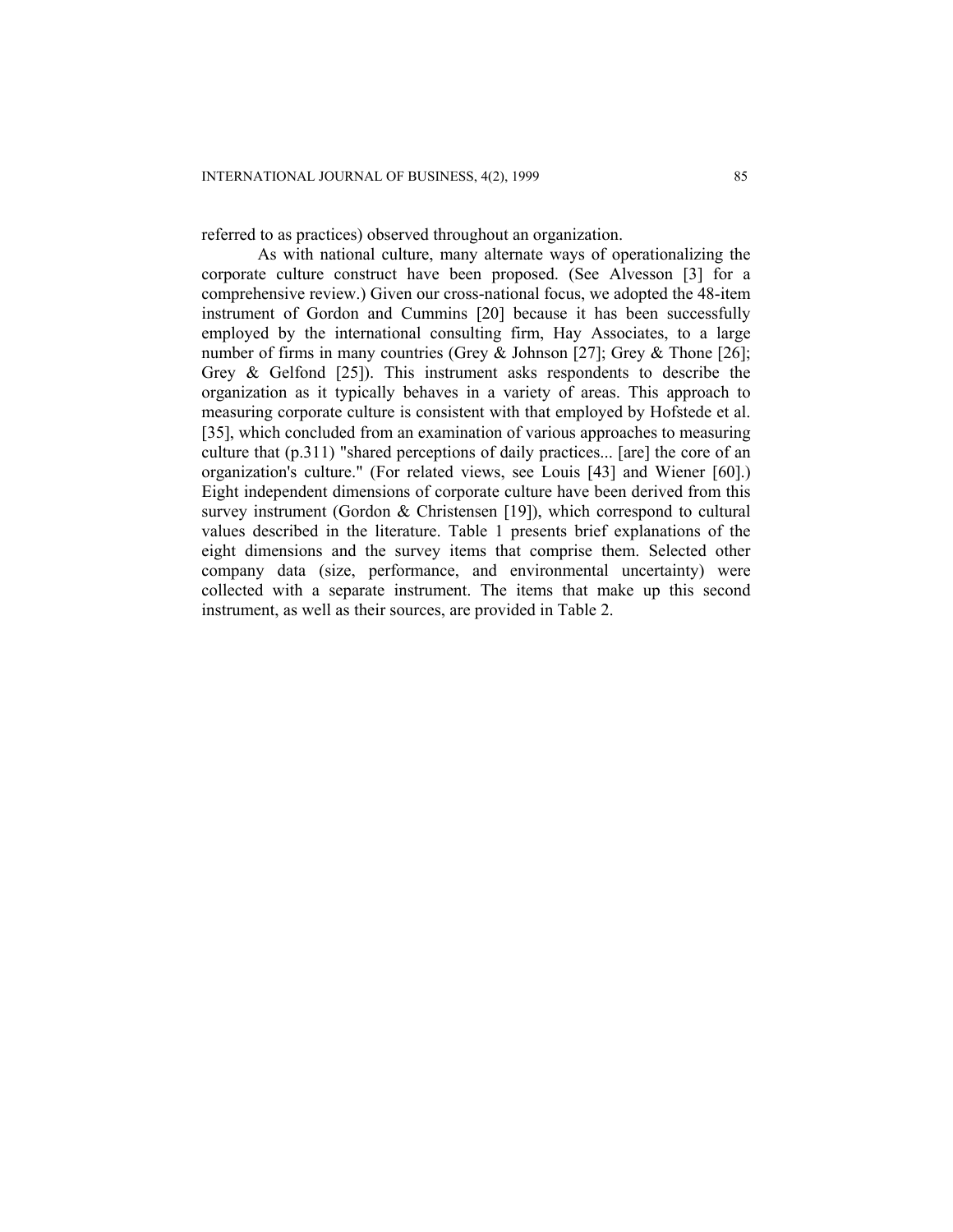referred to as practices) observed throughout an organization.

As with national culture, many alternate ways of operationalizing the corporate culture construct have been proposed. (See Alvesson [3] for a comprehensive review.) Given our cross-national focus, we adopted the 48-item instrument of Gordon and Cummins [20] because it has been successfully employed by the international consulting firm, Hay Associates, to a large number of firms in many countries (Grey & Johnson [27]; Grey & Thone [26]; Grey & Gelfond [25]). This instrument asks respondents to describe the organization as it typically behaves in a variety of areas. This approach to measuring corporate culture is consistent with that employed by Hofstede et al. [35], which concluded from an examination of various approaches to measuring culture that (p.311) "shared perceptions of daily practices... [are] the core of an organization's culture." (For related views, see Louis [43] and Wiener [60].) Eight independent dimensions of corporate culture have been derived from this survey instrument (Gordon & Christensen [19]), which correspond to cultural values described in the literature. Table 1 presents brief explanations of the eight dimensions and the survey items that comprise them. Selected other company data (size, performance, and environmental uncertainty) were collected with a separate instrument. The items that make up this second instrument, as well as their sources, are provided in Table 2.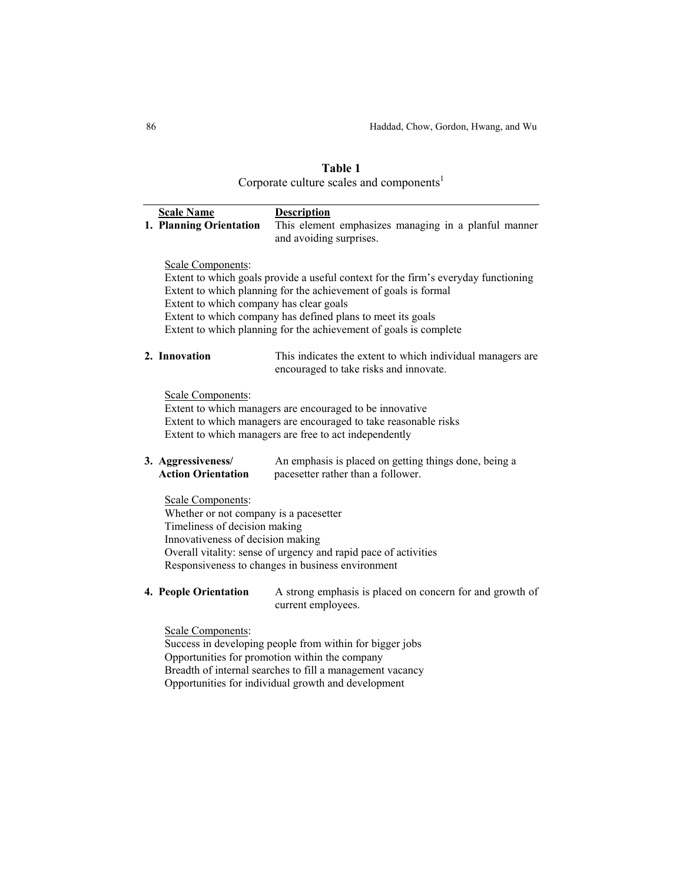**Table 1**

Corporate culture scales and components[1]

| Scale Name | Description |
|---|---|
| **1. Planning Orientation** | This element emphasizes managing in a planful manner and avoiding surprises. |

Scale Components:

Extent to which goals provide a useful context for the firm's everyday functioning
Extent to which planning for the achievement of goals is formal
Extent to which company has clear goals
Extent to which company has defined plans to meet its goals
Extent to which planning for the achievement of goals is complete

| | |
|---|---|
| **2. Innovation** | This indicates the extent to which individual managers are encouraged to take risks and innovate. |

Scale Components:

Extent to which managers are encouraged to be innovative
Extent to which managers are encouraged to take reasonable risks
Extent to which managers are free to act independently

| | |
|---|---|
| **3. Aggressiveness/ Action Orientation** | An emphasis is placed on getting things done, being a pacesetter rather than a follower. |

Scale Components:

Whether or not company is a pacesetter
Timeliness of decision making
Innovativeness of decision making
Overall vitality: sense of urgency and rapid pace of activities
Responsiveness to changes in business environment

| | |
|---|---|
| **4. People Orientation** | A strong emphasis is placed on concern for and growth of current employees. |

Scale Components:

Success in developing people from within for bigger jobs
Opportunities for promotion within the company
Breadth of internal searches to fill a management vacancy
Opportunities for individual growth and development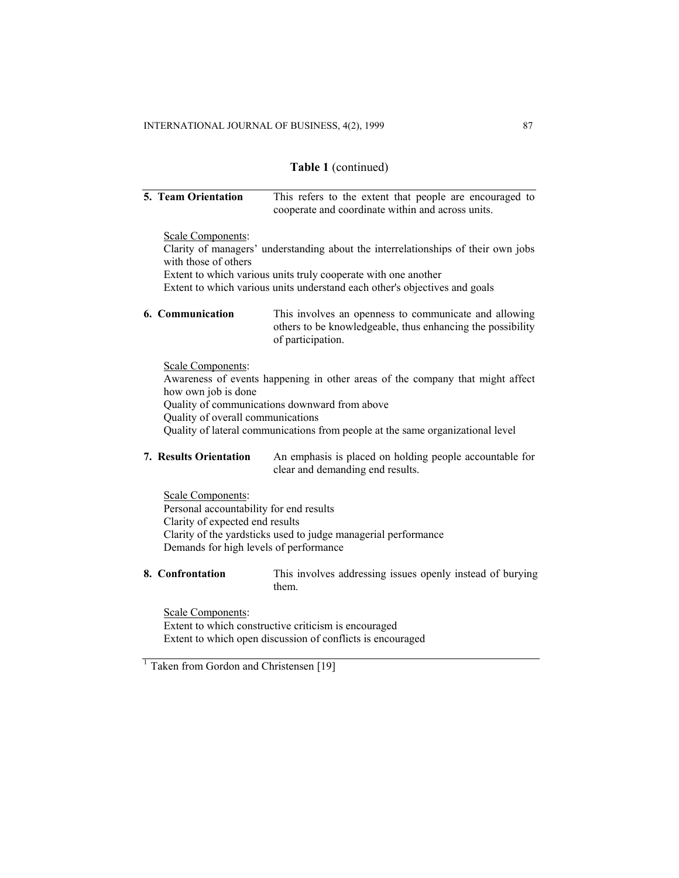**Table 1** (continued)

**5. Team Orientation** This refers to the extent that people are encouraged to cooperate and coordinate within and across units.

Scale Components:
Clarity of managers' understanding about the interrelationships of their own jobs with those of others
Extent to which various units truly cooperate with one another
Extent to which various units understand each other's objectives and goals

**6. Communication** This involves an openness to communicate and allowing others to be knowledgeable, thus enhancing the possibility of participation.

Scale Components:
Awareness of events happening in other areas of the company that might affect how own job is done
Quality of communications downward from above
Quality of overall communications
Quality of lateral communications from people at the same organizational level

**7. Results Orientation** An emphasis is placed on holding people accountable for clear and demanding end results.

Scale Components:
Personal accountability for end results
Clarity of expected end results
Clarity of the yardsticks used to judge managerial performance
Demands for high levels of performance

**8. Confrontation** This involves addressing issues openly instead of burying them.

Scale Components:
Extent to which constructive criticism is encouraged
Extent to which open discussion of conflicts is encouraged

[1] Taken from Gordon and Christensen [19]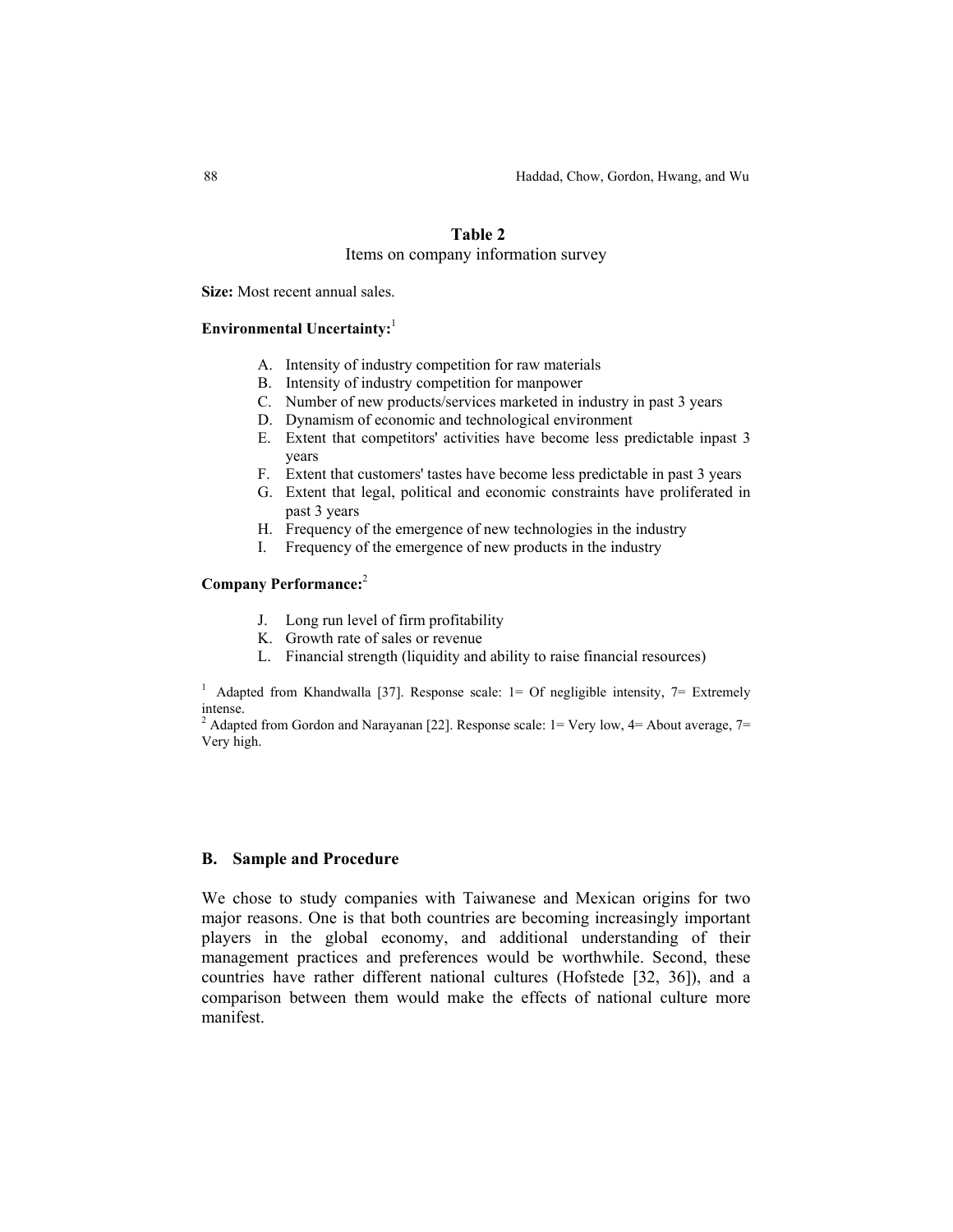**Table 2**

Items on company information survey

**Size:** Most recent annual sales.

**Environmental Uncertainty:**[1]

A. Intensity of industry competition for raw materials
B. Intensity of industry competition for manpower
C. Number of new products/services marketed in industry in past 3 years
D. Dynamism of economic and technological environment
E. Extent that competitors' activities have become less predictable inpast 3 years
F. Extent that customers' tastes have become less predictable in past 3 years
G. Extent that legal, political and economic constraints have proliferated in past 3 years
H. Frequency of the emergence of new technologies in the industry
I. Frequency of the emergence of new products in the industry

**Company Performance:**[2]

J. Long run level of firm profitability
K. Growth rate of sales or revenue
L. Financial strength (liquidity and ability to raise financial resources)

[1] Adapted from Khandwalla [37]. Response scale: 1= Of negligible intensity, 7= Extremely intense.

[2] Adapted from Gordon and Narayanan [22]. Response scale: 1= Very low, 4= About average, 7= Very high.

### B. Sample and Procedure

We chose to study companies with Taiwanese and Mexican origins for two major reasons. One is that both countries are becoming increasingly important players in the global economy, and additional understanding of their management practices and preferences would be worthwhile. Second, these countries have rather different national cultures (Hofstede [32, 36]), and a comparison between them would make the effects of national culture more manifest.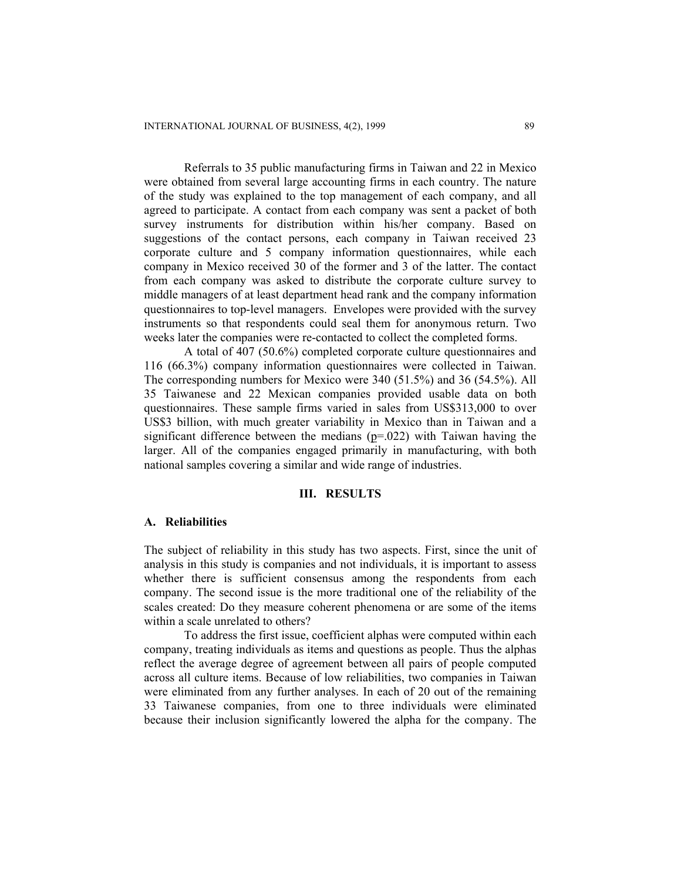Referrals to 35 public manufacturing firms in Taiwan and 22 in Mexico were obtained from several large accounting firms in each country. The nature of the study was explained to the top management of each company, and all agreed to participate. A contact from each company was sent a packet of both survey instruments for distribution within his/her company. Based on suggestions of the contact persons, each company in Taiwan received 23 corporate culture and 5 company information questionnaires, while each company in Mexico received 30 of the former and 3 of the latter. The contact from each company was asked to distribute the corporate culture survey to middle managers of at least department head rank and the company information questionnaires to top-level managers. Envelopes were provided with the survey instruments so that respondents could seal them for anonymous return. Two weeks later the companies were re-contacted to collect the completed forms.

A total of 407 (50.6%) completed corporate culture questionnaires and 116 (66.3%) company information questionnaires were collected in Taiwan. The corresponding numbers for Mexico were 340 (51.5%) and 36 (54.5%). All 35 Taiwanese and 22 Mexican companies provided usable data on both questionnaires. These sample firms varied in sales from US$313,000 to over US$3 billion, with much greater variability in Mexico than in Taiwan and a significant difference between the medians ($p$=.022) with Taiwan having the larger. All of the companies engaged primarily in manufacturing, with both national samples covering a similar and wide range of industries.

## III. RESULTS

### A. Reliabilities

The subject of reliability in this study has two aspects. First, since the unit of analysis in this study is companies and not individuals, it is important to assess whether there is sufficient consensus among the respondents from each company. The second issue is the more traditional one of the reliability of the scales created: Do they measure coherent phenomena or are some of the items within a scale unrelated to others?

To address the first issue, coefficient alphas were computed within each company, treating individuals as items and questions as people. Thus the alphas reflect the average degree of agreement between all pairs of people computed across all culture items. Because of low reliabilities, two companies in Taiwan were eliminated from any further analyses. In each of 20 out of the remaining 33 Taiwanese companies, from one to three individuals were eliminated because their inclusion significantly lowered the alpha for the company. The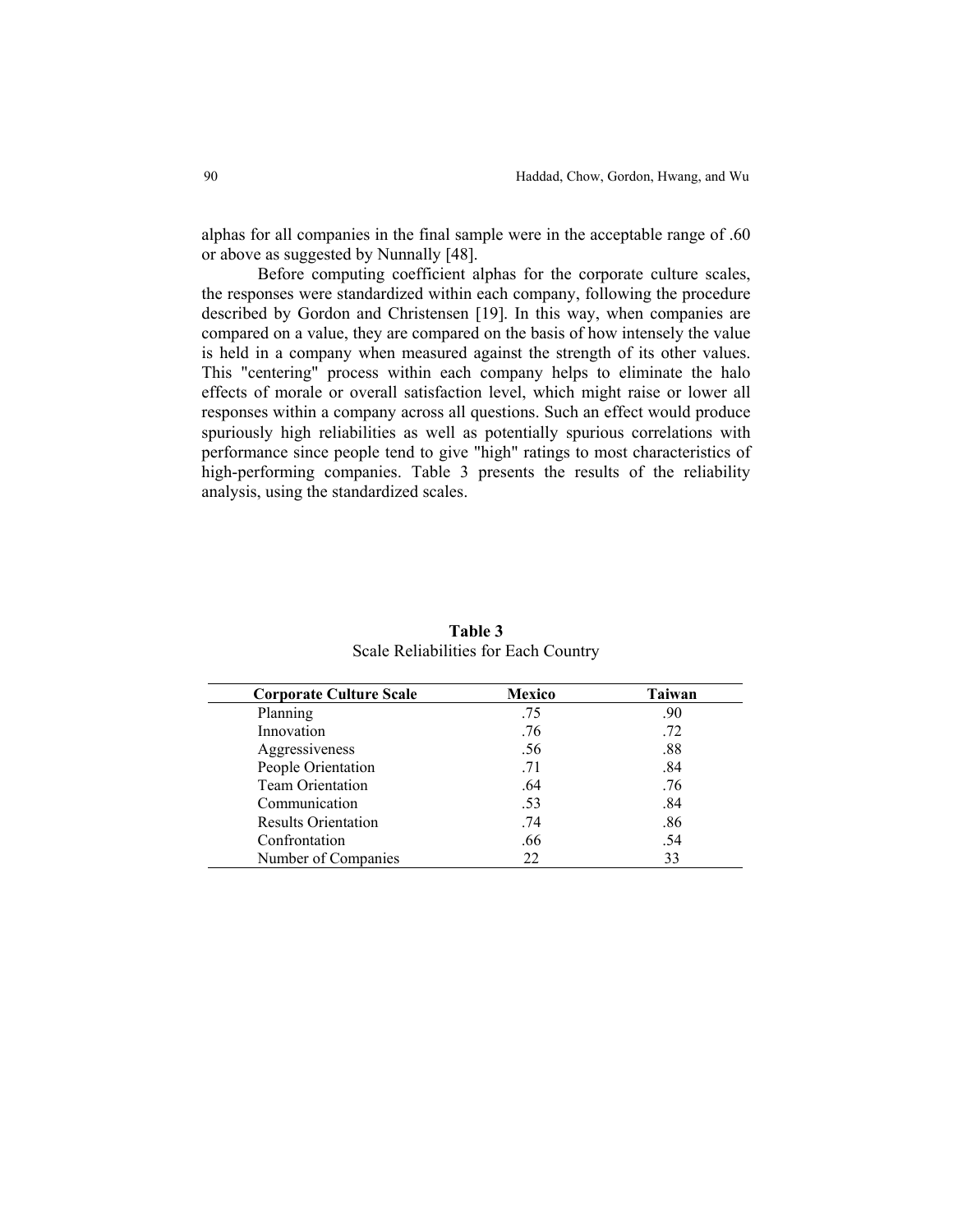alphas for all companies in the final sample were in the acceptable range of .60 or above as suggested by Nunnally [48].

Before computing coefficient alphas for the corporate culture scales, the responses were standardized within each company, following the procedure described by Gordon and Christensen [19]. In this way, when companies are compared on a value, they are compared on the basis of how intensely the value is held in a company when measured against the strength of its other values. This "centering" process within each company helps to eliminate the halo effects of morale or overall satisfaction level, which might raise or lower all responses within a company across all questions. Such an effect would produce spuriously high reliabilities as well as potentially spurious correlations with performance since people tend to give "high" ratings to most characteristics of high-performing companies. Table 3 presents the results of the reliability analysis, using the standardized scales.

**Table 3**
Scale Reliabilities for Each Country

| Corporate Culture Scale | Mexico | Taiwan |
|---|---|---|
| Planning | .75 | .90 |
| Innovation | .76 | .72 |
| Aggressiveness | .56 | .88 |
| People Orientation | .71 | .84 |
| Team Orientation | .64 | .76 |
| Communication | .53 | .84 |
| Results Orientation | .74 | .86 |
| Confrontation | .66 | .54 |
| Number of Companies | 22 | 33 |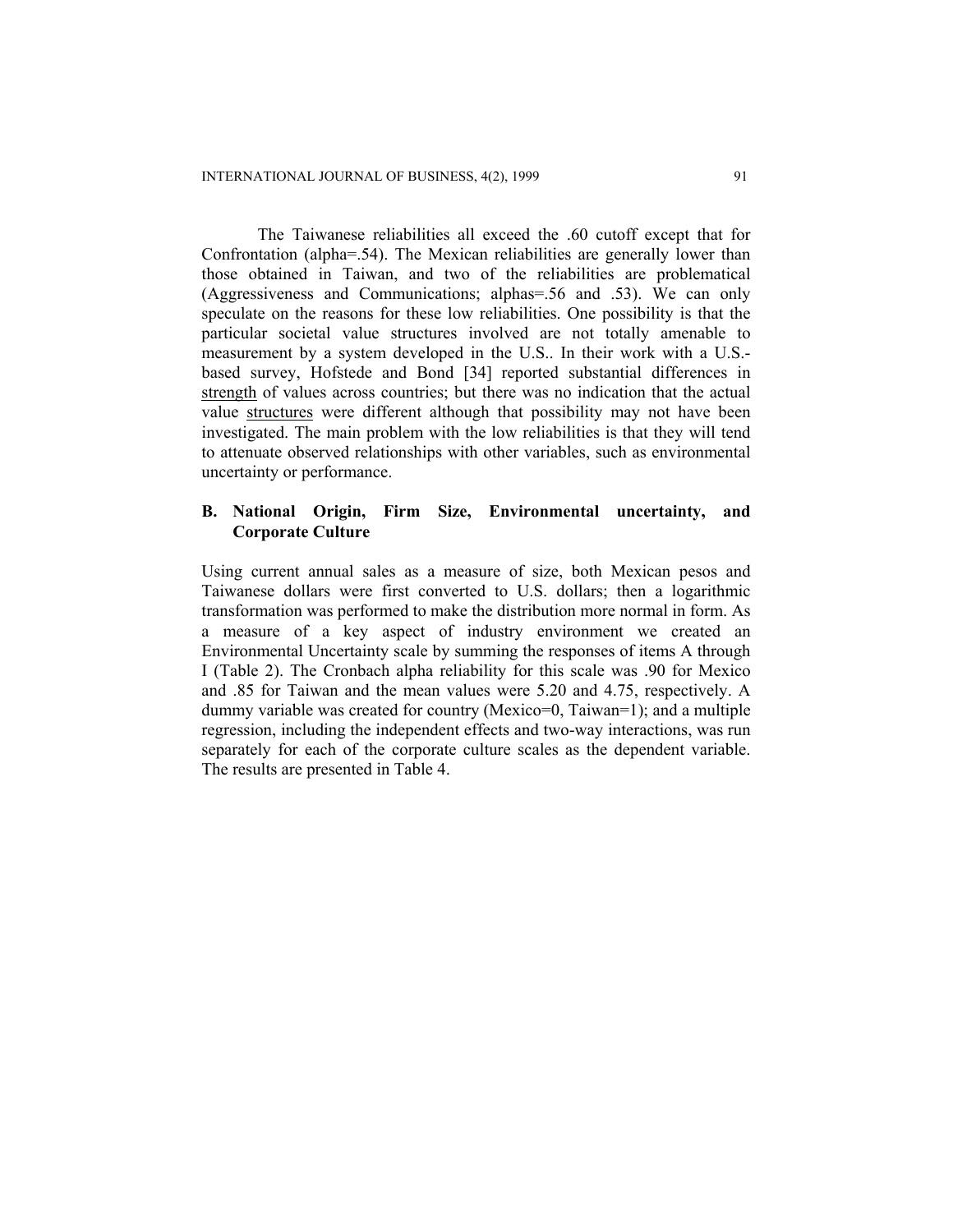The Taiwanese reliabilities all exceed the .60 cutoff except that for Confrontation (alpha=.54). The Mexican reliabilities are generally lower than those obtained in Taiwan, and two of the reliabilities are problematical (Aggressiveness and Communications; alphas=.56 and .53). We can only speculate on the reasons for these low reliabilities. One possibility is that the particular societal value structures involved are not totally amenable to measurement by a system developed in the U.S.. In their work with a U.S.-based survey, Hofstede and Bond [34] reported substantial differences in strength of values across countries; but there was no indication that the actual value structures were different although that possibility may not have been investigated. The main problem with the low reliabilities is that they will tend to attenuate observed relationships with other variables, such as environmental uncertainty or performance.

### B. National Origin, Firm Size, Environmental uncertainty, and Corporate Culture

Using current annual sales as a measure of size, both Mexican pesos and Taiwanese dollars were first converted to U.S. dollars; then a logarithmic transformation was performed to make the distribution more normal in form. As a measure of a key aspect of industry environment we created an Environmental Uncertainty scale by summing the responses of items A through I (Table 2). The Cronbach alpha reliability for this scale was .90 for Mexico and .85 for Taiwan and the mean values were 5.20 and 4.75, respectively. A dummy variable was created for country (Mexico=0, Taiwan=1); and a multiple regression, including the independent effects and two-way interactions, was run separately for each of the corporate culture scales as the dependent variable. The results are presented in Table 4.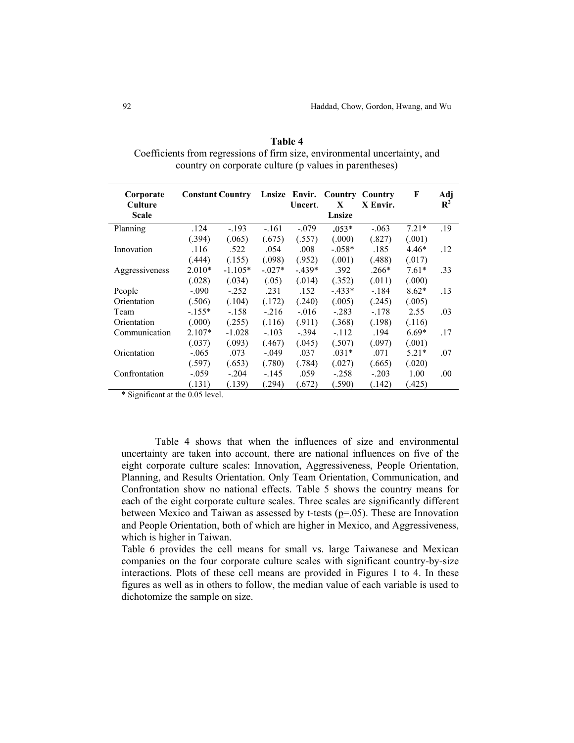**Table 4**
Coefficients from regressions of firm size, environmental uncertainty, and country on corporate culture (p values in parentheses)

| Corporate Culture Scale | Constant | Country | Lnsize | Envir. Uncert. | Country X Lnsize | Country X Envir. | F | Adj $R^2$ |
|---|---|---|---|---|---|---|---|---|
| Planning | .124 | -.193 | -.161 | -.079 | .053* | -.063 | 7.21* | .19 |
| | (.394) | (.065) | (.675) | (.557) | (.000) | (.827) | (.001) | |
| Innovation | .116 | .522 | .054 | .008 | -.058* | .185 | 4.46* | .12 |
| | (.444) | (.155) | (.098) | (.952) | (.001) | (.488) | (.017) | |
| Aggressiveness | 2.010* | -1.105* | -.027* | -.439* | .392 | .266* | 7.61* | .33 |
| | (.028) | (.034) | (.05) | (.014) | (.352) | (.011) | (.000) | |
| People Orientation | -.090 | -.252 | .231 | .152 | -.433* | -.184 | 8.62* | .13 |
| | (.506) | (.104) | (.172) | (.240) | (.005) | (.245) | (.005) | |
| Team Orientation | -.155* | -.158 | -.216 | -.016 | -.283 | -.178 | 2.55 | .03 |
| | (.000) | (.255) | (.116) | (.911) | (.368) | (.198) | (.116) | |
| Communication | 2.107* | -1.028 | -.103 | -.394 | -.112 | .194 | 6.69* | .17 |
| | (.037) | (.093) | (.467) | (.045) | (.507) | (.097) | (.001) | |
| Orientation | -.065 | .073 | -.049 | .037 | .031* | .071 | 5.21* | .07 |
| | (.597) | (.653) | (.780) | (.784) | (.027) | (.665) | (.020) | |
| Confrontation | -.059 | -.204 | -.145 | .059 | -.258 | -.203 | 1.00 | .00 |
| | (.131) | (.139) | (.294) | (.672) | (.590) | (.142) | (.425) | |

\* Significant at the 0.05 level.

Table 4 shows that when the influences of size and environmental uncertainty are taken into account, there are national influences on five of the eight corporate culture scales: Innovation, Aggressiveness, People Orientation, Planning, and Results Orientation. Only Team Orientation, Communication, and Confrontation show no national effects. Table 5 shows the country means for each of the eight corporate culture scales. Three scales are significantly different between Mexico and Taiwan as assessed by t-tests ($p$=.05). These are Innovation and People Orientation, both of which are higher in Mexico, and Aggressiveness, which is higher in Taiwan.

Table 6 provides the cell means for small vs. large Taiwanese and Mexican companies on the four corporate culture scales with significant country-by-size interactions. Plots of these cell means are provided in Figures 1 to 4. In these figures as well as in others to follow, the median value of each variable is used to dichotomize the sample on size.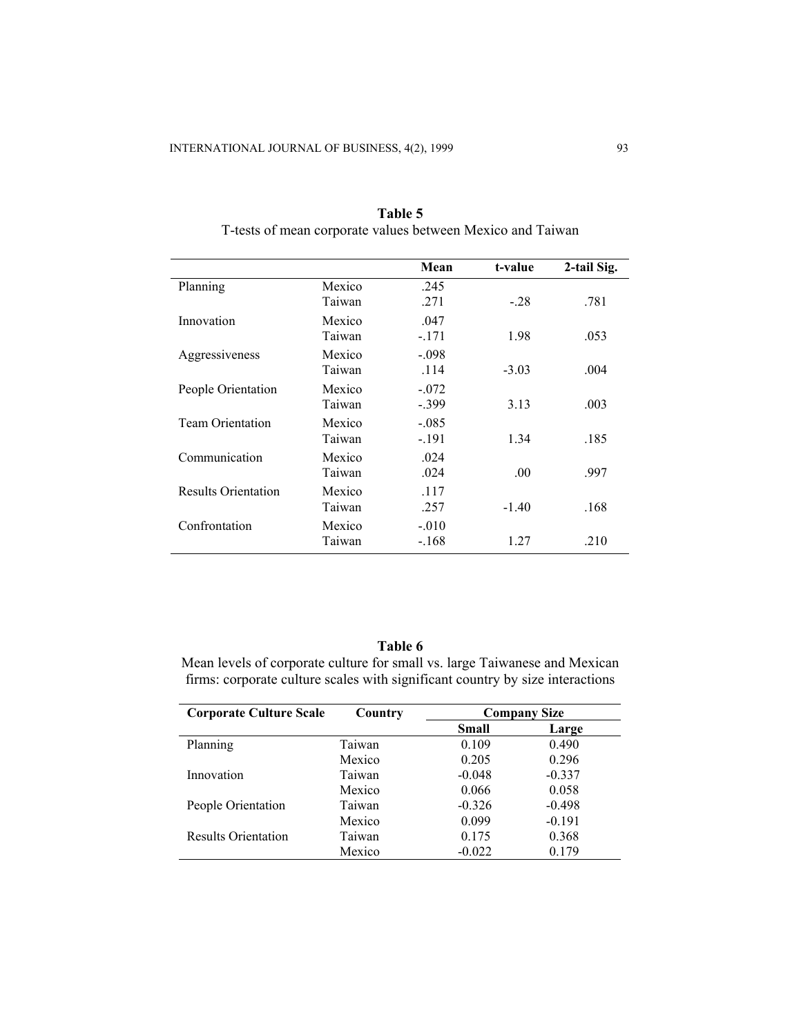**Table 5**
T-tests of mean corporate values between Mexico and Taiwan

| | | Mean | t-value | 2-tail Sig. |
|---|---|---|---|---|
| Planning | Mexico | .245 | | |
| | Taiwan | .271 | -.28 | .781 |
| Innovation | Mexico | .047 | | |
| | Taiwan | -.171 | 1.98 | .053 |
| Aggressiveness | Mexico | -.098 | | |
| | Taiwan | .114 | -3.03 | .004 |
| People Orientation | Mexico | -.072 | | |
| | Taiwan | -.399 | 3.13 | .003 |
| Team Orientation | Mexico | -.085 | | |
| | Taiwan | -.191 | 1.34 | .185 |
| Communication | Mexico | .024 | | |
| | Taiwan | .024 | .00 | .997 |
| Results Orientation | Mexico | .117 | | |
| | Taiwan | .257 | -1.40 | .168 |
| Confrontation | Mexico | -.010 | | |
| | Taiwan | -.168 | 1.27 | .210 |

**Table 6**
Mean levels of corporate culture for small vs. large Taiwanese and Mexican firms: corporate culture scales with significant country by size interactions

| Corporate Culture Scale | Country | Company Size | |
|---|---|---|---|
| | | Small | Large |
| Planning | Taiwan | 0.109 | 0.490 |
| | Mexico | 0.205 | 0.296 |
| Innovation | Taiwan | -0.048 | -0.337 |
| | Mexico | 0.066 | 0.058 |
| People Orientation | Taiwan | -0.326 | -0.498 |
| | Mexico | 0.099 | -0.191 |
| Results Orientation | Taiwan | 0.175 | 0.368 |
| | Mexico | -0.022 | 0.179 |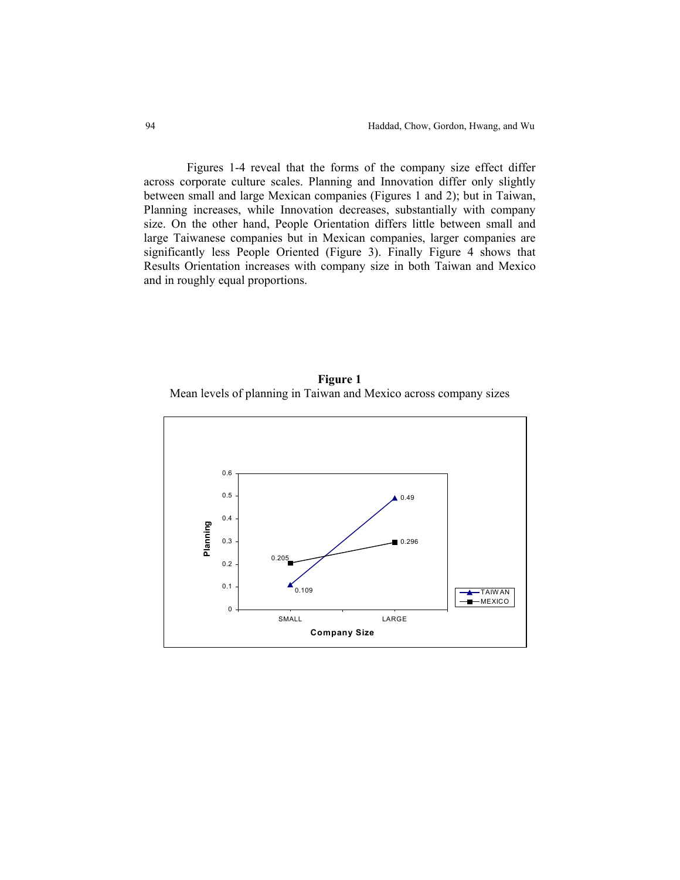Figures 1-4 reveal that the forms of the company size effect differ across corporate culture scales. Planning and Innovation differ only slightly between small and large Mexican companies (Figures 1 and 2); but in Taiwan, Planning increases, while Innovation decreases, substantially with company size. On the other hand, People Orientation differs little between small and large Taiwanese companies but in Mexican companies, larger companies are significantly less People Oriented (Figure 3). Finally Figure 4 shows that Results Orientation increases with company size in both Taiwan and Mexico and in roughly equal proportions.

**Figure 1**

Mean levels of planning in Taiwan and Mexico across company sizes

| Company Size | TAIWAN | MEXICO |
|---|---|---|
| SMALL | 0.109 | 0.205 |
| LARGE | 0.49 | 0.296 |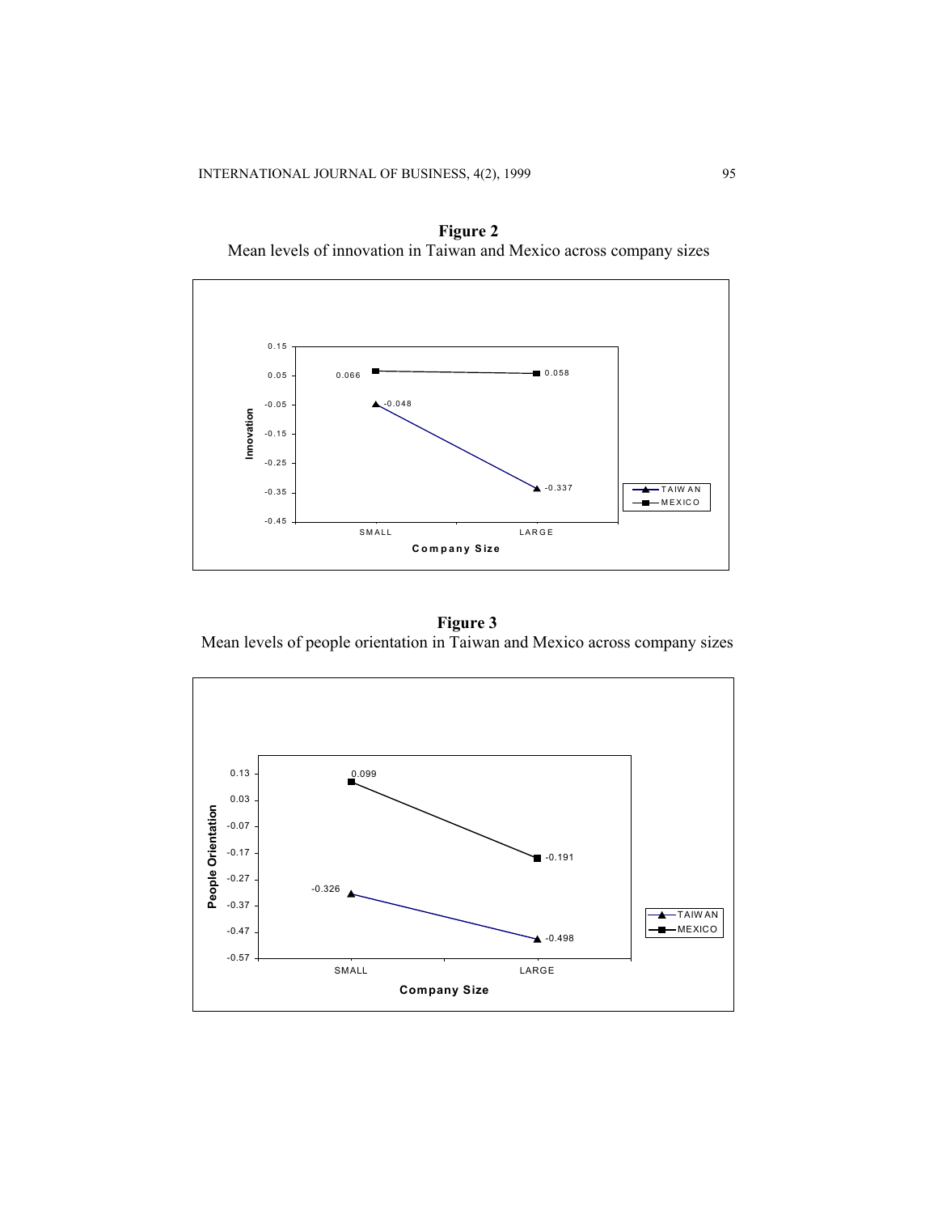**Figure 2**
Mean levels of innovation in Taiwan and Mexico across company sizes

**Figure 3**
Mean levels of people orientation in Taiwan and Mexico across company sizes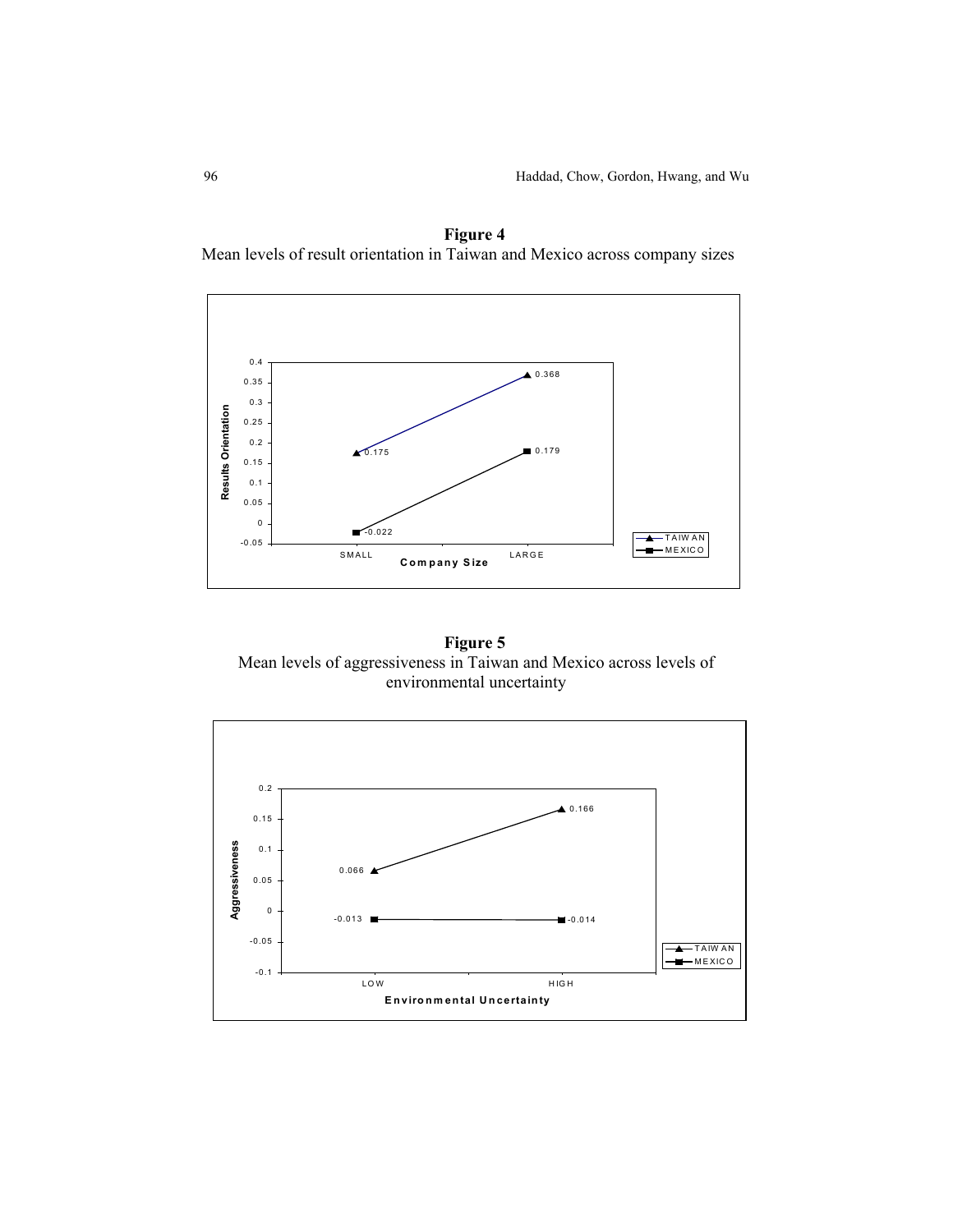**Figure 4**

Mean levels of result orientation in Taiwan and Mexico across company sizes

**Figure 5**

Mean levels of aggressiveness in Taiwan and Mexico across levels of environmental uncertainty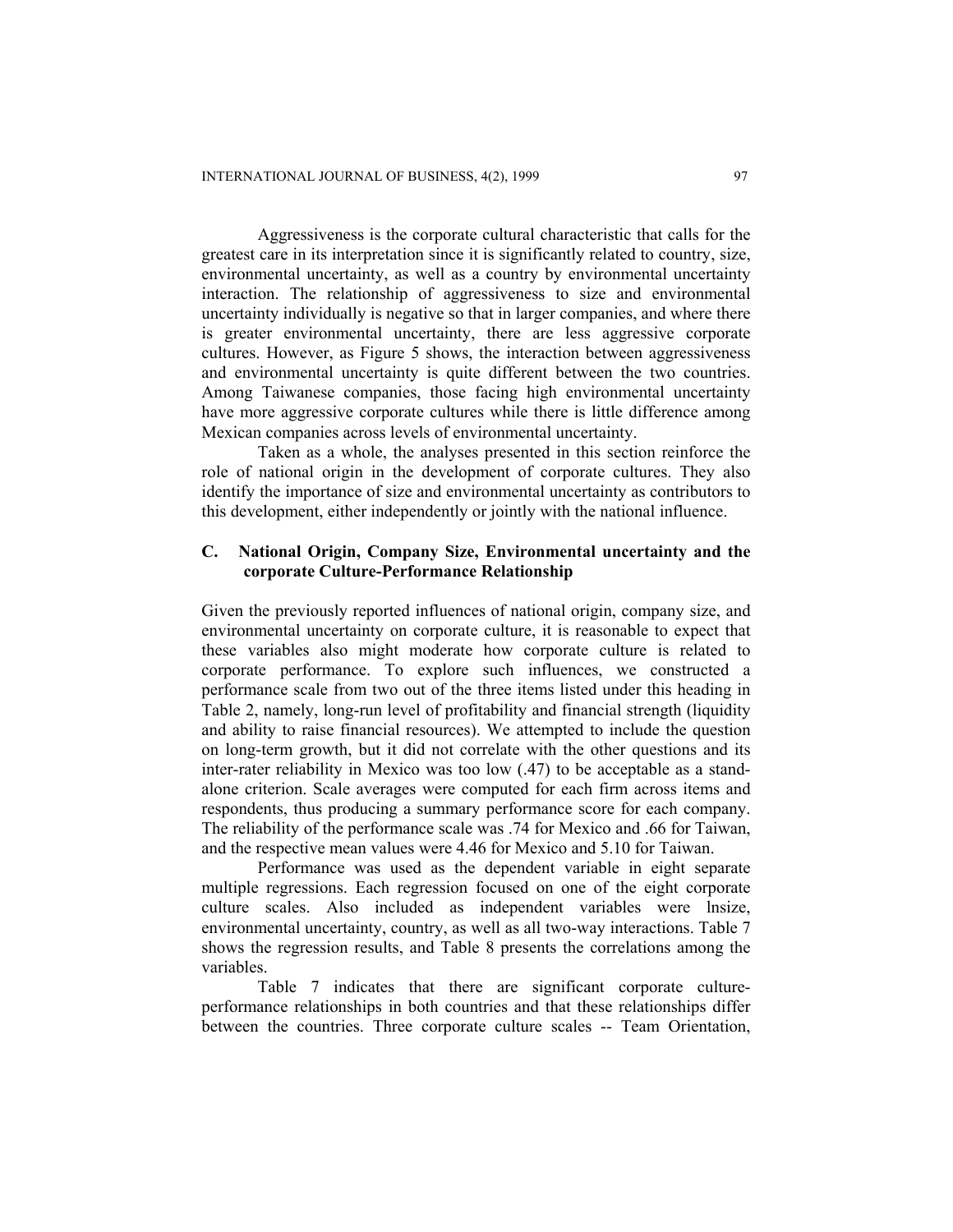Aggressiveness is the corporate cultural characteristic that calls for the greatest care in its interpretation since it is significantly related to country, size, environmental uncertainty, as well as a country by environmental uncertainty interaction. The relationship of aggressiveness to size and environmental uncertainty individually is negative so that in larger companies, and where there is greater environmental uncertainty, there are less aggressive corporate cultures. However, as Figure 5 shows, the interaction between aggressiveness and environmental uncertainty is quite different between the two countries. Among Taiwanese companies, those facing high environmental uncertainty have more aggressive corporate cultures while there is little difference among Mexican companies across levels of environmental uncertainty.

Taken as a whole, the analyses presented in this section reinforce the role of national origin in the development of corporate cultures. They also identify the importance of size and environmental uncertainty as contributors to this development, either independently or jointly with the national influence.

## C. National Origin, Company Size, Environmental uncertainty and the corporate Culture-Performance Relationship

Given the previously reported influences of national origin, company size, and environmental uncertainty on corporate culture, it is reasonable to expect that these variables also might moderate how corporate culture is related to corporate performance. To explore such influences, we constructed a performance scale from two out of the three items listed under this heading in Table 2, namely, long-run level of profitability and financial strength (liquidity and ability to raise financial resources). We attempted to include the question on long-term growth, but it did not correlate with the other questions and its inter-rater reliability in Mexico was too low (.47) to be acceptable as a stand-alone criterion. Scale averages were computed for each firm across items and respondents, thus producing a summary performance score for each company. The reliability of the performance scale was .74 for Mexico and .66 for Taiwan, and the respective mean values were 4.46 for Mexico and 5.10 for Taiwan.

Performance was used as the dependent variable in eight separate multiple regressions. Each regression focused on one of the eight corporate culture scales. Also included as independent variables were lnsize, environmental uncertainty, country, as well as all two-way interactions. Table 7 shows the regression results, and Table 8 presents the correlations among the variables.

Table 7 indicates that there are significant corporate culture-performance relationships in both countries and that these relationships differ between the countries. Three corporate culture scales -- Team Orientation,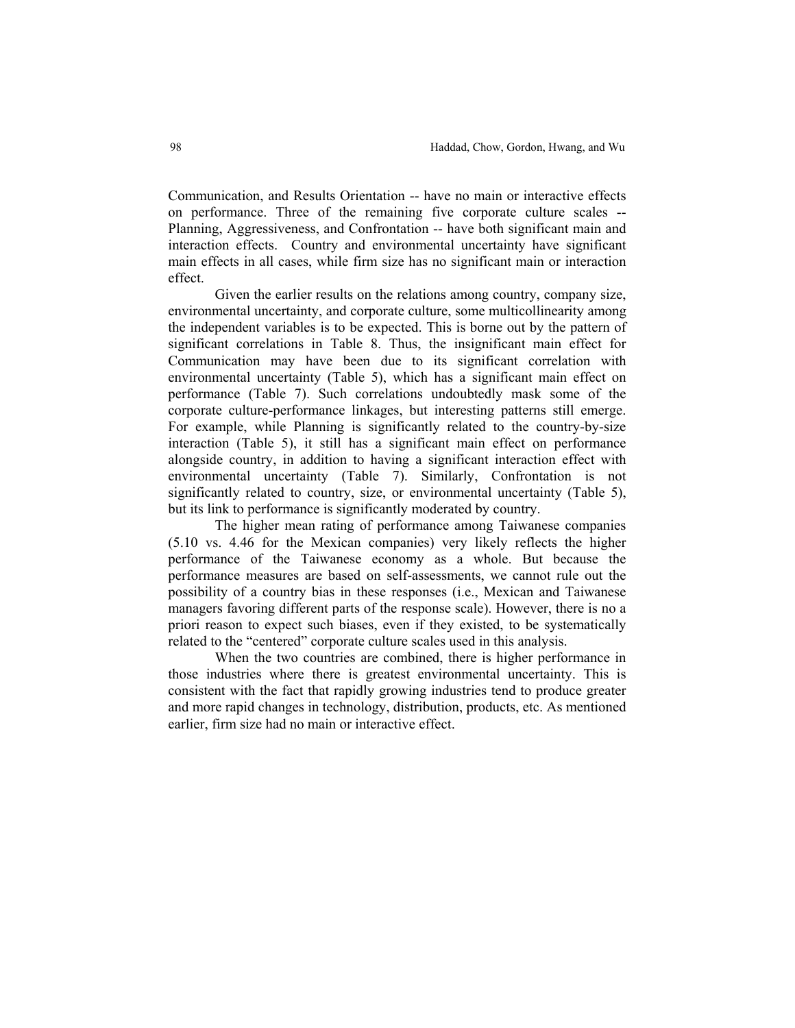Communication, and Results Orientation -- have no main or interactive effects on performance. Three of the remaining five corporate culture scales -- Planning, Aggressiveness, and Confrontation -- have both significant main and interaction effects. Country and environmental uncertainty have significant main effects in all cases, while firm size has no significant main or interaction effect.

Given the earlier results on the relations among country, company size, environmental uncertainty, and corporate culture, some multicollinearity among the independent variables is to be expected. This is borne out by the pattern of significant correlations in Table 8. Thus, the insignificant main effect for Communication may have been due to its significant correlation with environmental uncertainty (Table 5), which has a significant main effect on performance (Table 7). Such correlations undoubtedly mask some of the corporate culture-performance linkages, but interesting patterns still emerge. For example, while Planning is significantly related to the country-by-size interaction (Table 5), it still has a significant main effect on performance alongside country, in addition to having a significant interaction effect with environmental uncertainty (Table 7). Similarly, Confrontation is not significantly related to country, size, or environmental uncertainty (Table 5), but its link to performance is significantly moderated by country.

The higher mean rating of performance among Taiwanese companies (5.10 vs. 4.46 for the Mexican companies) very likely reflects the higher performance of the Taiwanese economy as a whole. But because the performance measures are based on self-assessments, we cannot rule out the possibility of a country bias in these responses (i.e., Mexican and Taiwanese managers favoring different parts of the response scale). However, there is no a priori reason to expect such biases, even if they existed, to be systematically related to the "centered" corporate culture scales used in this analysis.

When the two countries are combined, there is higher performance in those industries where there is greatest environmental uncertainty. This is consistent with the fact that rapidly growing industries tend to produce greater and more rapid changes in technology, distribution, products, etc. As mentioned earlier, firm size had no main or interactive effect.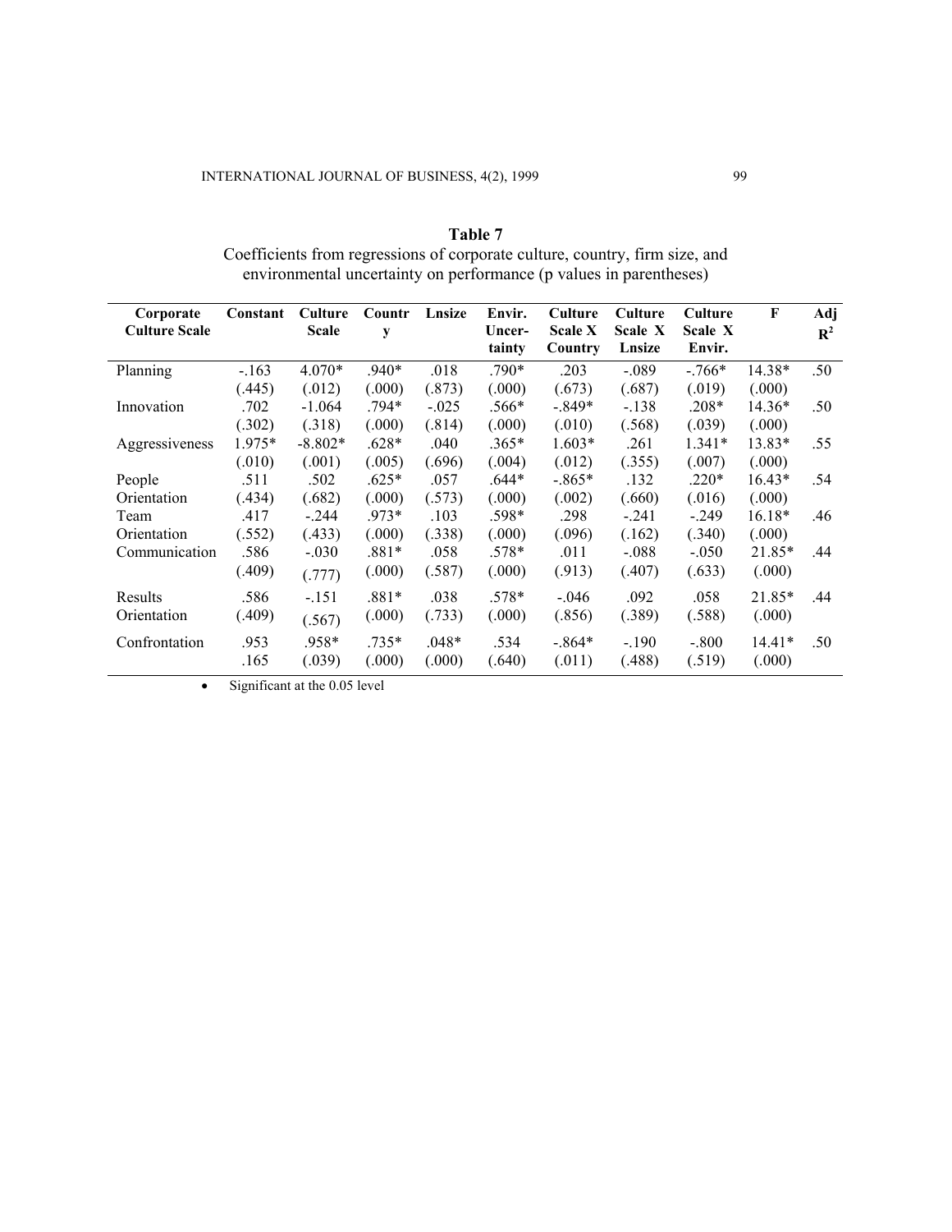**Table 7**
Coefficients from regressions of corporate culture, country, firm size, and environmental uncertainty on performance (p values in parentheses)

| Corporate Culture Scale | Constant | Culture Scale | Country | Lnsize | Envir. Uncertainty | Culture Scale X Country | Culture Scale X Lnsize | Culture Scale X Envir. | F | Adj $R^2$ |
|---|---|---|---|---|---|---|---|---|---|---|
| Planning | -.163 | 4.070* | .940* | .018 | .790* | .203 | -.089 | -.766* | 14.38* | .50 |
| | (.445) | (.012) | (.000) | (.873) | (.000) | (.673) | (.687) | (.019) | (.000) | |
| Innovation | .702 | -1.064 | .794* | -.025 | .566* | -.849* | -.138 | .208* | 14.36* | .50 |
| | (.302) | (.318) | (.000) | (.814) | (.000) | (.010) | (.568) | (.039) | (.000) | |
| Aggressiveness | 1.975* | -8.802* | .628* | .040 | .365* | 1.603* | .261 | 1.341* | 13.83* | .55 |
| | (.010) | (.001) | (.005) | (.696) | (.004) | (.012) | (.355) | (.007) | (.000) | |
| People Orientation | .511 | .502 | .625* | .057 | .644* | -.865* | .132 | .220* | 16.43* | .54 |
| | (.434) | (.682) | (.000) | (.573) | (.000) | (.002) | (.660) | (.016) | (.000) | |
| Team Orientation | .417 | -.244 | .973* | .103 | .598* | .298 | -.241 | -.249 | 16.18* | .46 |
| | (.552) | (.433) | (.000) | (.338) | (.000) | (.096) | (.162) | (.340) | (.000) | |
| Communication | .586 | -.030 | .881* | .058 | .578* | .011 | -.088 | -.050 | 21.85* | .44 |
| | (.409) | (.777) | (.000) | (.587) | (.000) | (.913) | (.407) | (.633) | (.000) | |
| Results Orientation | .586 | -.151 | .881* | .038 | .578* | -.046 | .092 | .058 | 21.85* | .44 |
| | (.409) | (.567) | (.000) | (.733) | (.000) | (.856) | (.389) | (.588) | (.000) | |
| Confrontation | .953 | .958* | .735* | .048* | .534 | -.864* | -.190 | -.800 | 14.41* | .50 |
| | .165 | (.039) | (.000) | (.000) | (.640) | (.011) | (.488) | (.519) | (.000) | |

- Significant at the 0.05 level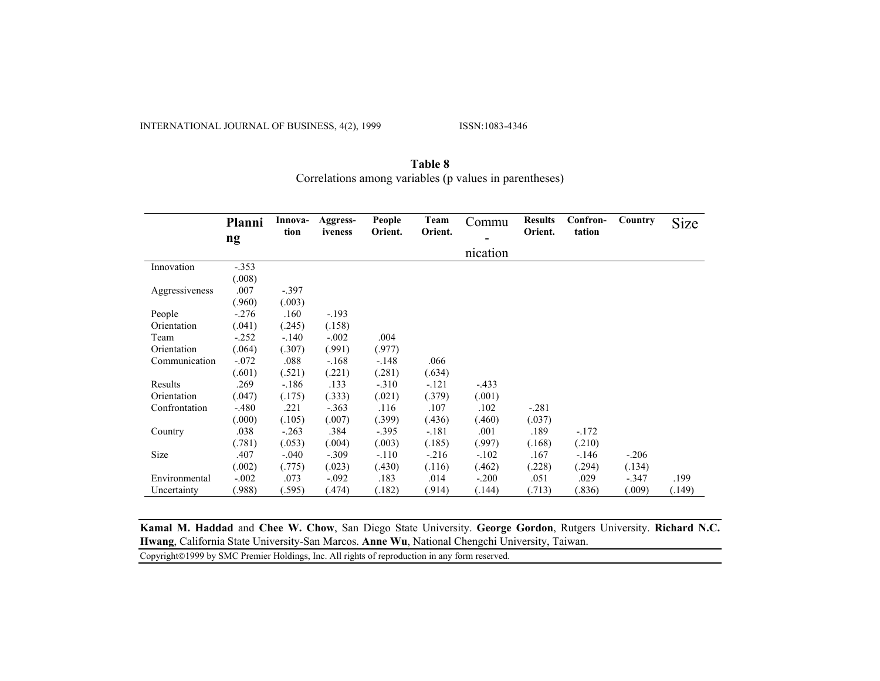**Table 8**
Correlations among variables (p values in parentheses)

| | Planning | Innovation | Aggressiveness | People Orient. | Team Orient. | Communication | Results Orient. | Confrontation | Country | Size |
|---|---|---|---|---|---|---|---|---|---|---|
| Innovation | -.353 (.008) | | | | | | | | | |
| Aggressiveness | .007 (.960) | -.397 (.003) | | | | | | | | |
| People Orientation | -.276 (.041) | .160 (.245) | -.193 (.158) | | | | | | | |
| Team Orientation | -.252 (.064) | -.140 (.307) | -.002 (.991) | .004 (.977) | | | | | | |
| Communication | -.072 (.601) | .088 (.521) | -.168 (.221) | -.148 (.281) | .066 (.634) | | | | | |
| Results Orientation | .269 (.047) | -.186 (.175) | .133 (.333) | -.310 (.021) | -.121 (.379) | -.433 (.001) | | | | |
| Confrontation | -.480 (.000) | .221 (.105) | -.363 (.007) | .116 (.399) | .107 (.436) | .102 (.460) | -.281 (.037) | | | |
| Country | .038 (.781) | -.263 (.053) | .384 (.004) | -.395 (.003) | -.181 (.185) | .001 (.997) | .189 (.168) | -.172 (.210) | | |
| Size | .407 (.002) | -.040 (.775) | -.309 (.023) | -.110 (.430) | -.216 (.116) | -.102 (.462) | .167 (.228) | -.146 (.294) | -.206 (.134) | |
| Environmental Uncertainty | -.002 (.988) | .073 (.595) | -.092 (.474) | .183 (.182) | .014 (.914) | -.200 (.144) | .051 (.713) | .029 (.836) | -.347 (.009) | .199 (.149) |

**Kamal M. Haddad** and **Chee W. Chow**, San Diego State University. **George Gordon**, Rutgers University. **Richard N.C. Hwang**, California State University-San Marcos. **Anne Wu**, National Chengchi University, Taiwan.

Copyright©1999 by SMC Premier Holdings, Inc. All rights of reproduction in any form reserved.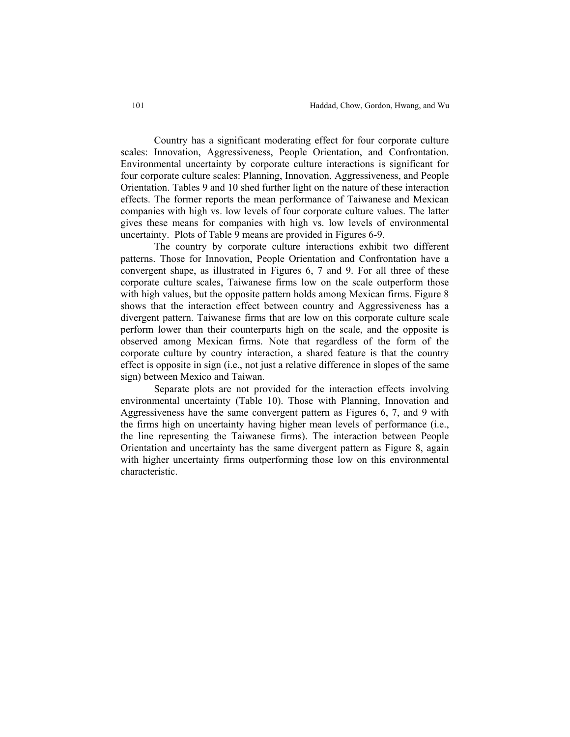Country has a significant moderating effect for four corporate culture scales: Innovation, Aggressiveness, People Orientation, and Confrontation. Environmental uncertainty by corporate culture interactions is significant for four corporate culture scales: Planning, Innovation, Aggressiveness, and People Orientation. Tables 9 and 10 shed further light on the nature of these interaction effects. The former reports the mean performance of Taiwanese and Mexican companies with high vs. low levels of four corporate culture values. The latter gives these means for companies with high vs. low levels of environmental uncertainty. Plots of Table 9 means are provided in Figures 6-9.

The country by corporate culture interactions exhibit two different patterns. Those for Innovation, People Orientation and Confrontation have a convergent shape, as illustrated in Figures 6, 7 and 9. For all three of these corporate culture scales, Taiwanese firms low on the scale outperform those with high values, but the opposite pattern holds among Mexican firms. Figure 8 shows that the interaction effect between country and Aggressiveness has a divergent pattern. Taiwanese firms that are low on this corporate culture scale perform lower than their counterparts high on the scale, and the opposite is observed among Mexican firms. Note that regardless of the form of the corporate culture by country interaction, a shared feature is that the country effect is opposite in sign (i.e., not just a relative difference in slopes of the same sign) between Mexico and Taiwan.

Separate plots are not provided for the interaction effects involving environmental uncertainty (Table 10). Those with Planning, Innovation and Aggressiveness have the same convergent pattern as Figures 6, 7, and 9 with the firms high on uncertainty having higher mean levels of performance (i.e., the line representing the Taiwanese firms). The interaction between People Orientation and uncertainty has the same divergent pattern as Figure 8, again with higher uncertainty firms outperforming those low on this environmental characteristic.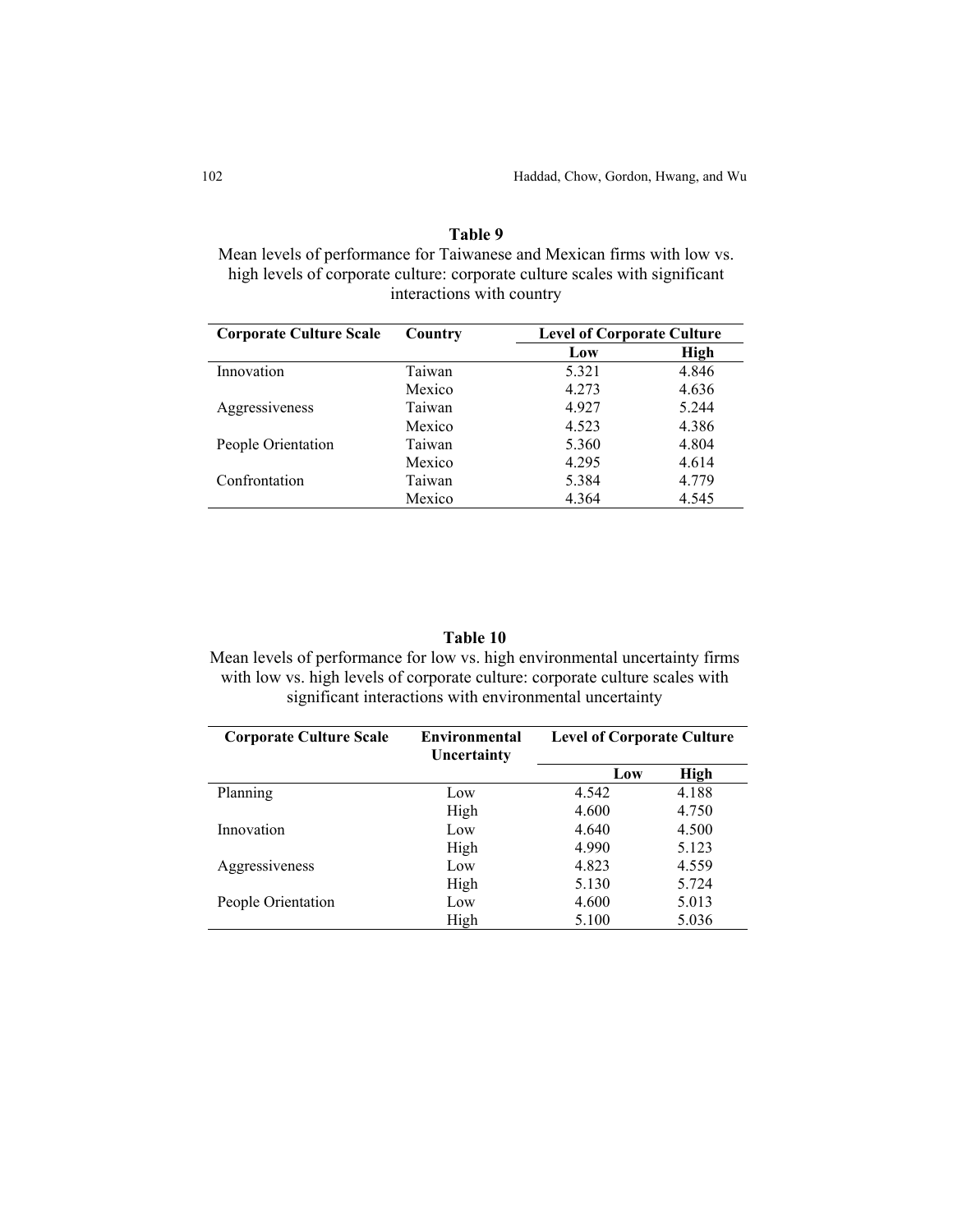**Table 9**

Mean levels of performance for Taiwanese and Mexican firms with low vs. high levels of corporate culture: corporate culture scales with significant interactions with country

| Corporate Culture Scale | Country | Level of Corporate Culture | |
|---|---|---|---|
| | | Low | High |
| Innovation | Taiwan | 5.321 | 4.846 |
| | Mexico | 4.273 | 4.636 |
| Aggressiveness | Taiwan | 4.927 | 5.244 |
| | Mexico | 4.523 | 4.386 |
| People Orientation | Taiwan | 5.360 | 4.804 |
| | Mexico | 4.295 | 4.614 |
| Confrontation | Taiwan | 5.384 | 4.779 |
| | Mexico | 4.364 | 4.545 |

**Table 10**

Mean levels of performance for low vs. high environmental uncertainty firms with low vs. high levels of corporate culture: corporate culture scales with significant interactions with environmental uncertainty

| Corporate Culture Scale | Environmental Uncertainty | Level of Corporate Culture | |
|---|---|---|---|
| | | Low | High |
| Planning | Low | 4.542 | 4.188 |
| | High | 4.600 | 4.750 |
| Innovation | Low | 4.640 | 4.500 |
| | High | 4.990 | 5.123 |
| Aggressiveness | Low | 4.823 | 4.559 |
| | High | 5.130 | 5.724 |
| People Orientation | Low | 4.600 | 5.013 |
| | High | 5.100 | 5.036 |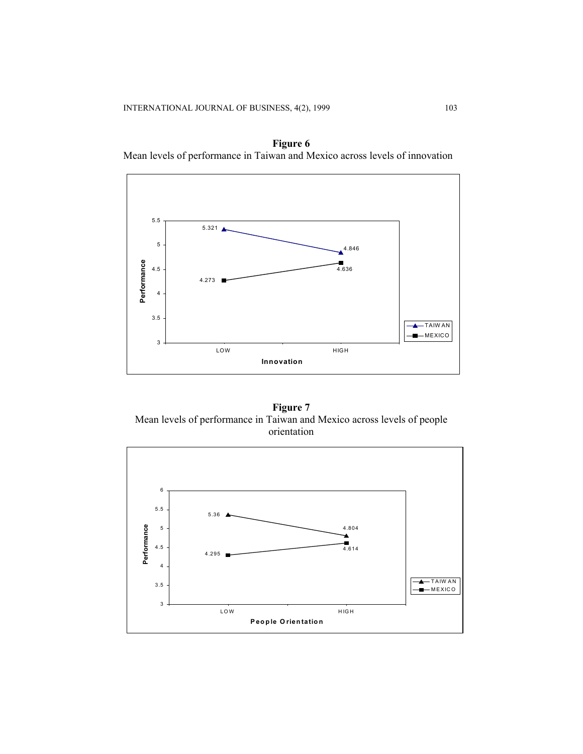**Figure 6**
Mean levels of performance in Taiwan and Mexico across levels of innovation

**Figure 7**
Mean levels of performance in Taiwan and Mexico across levels of people orientation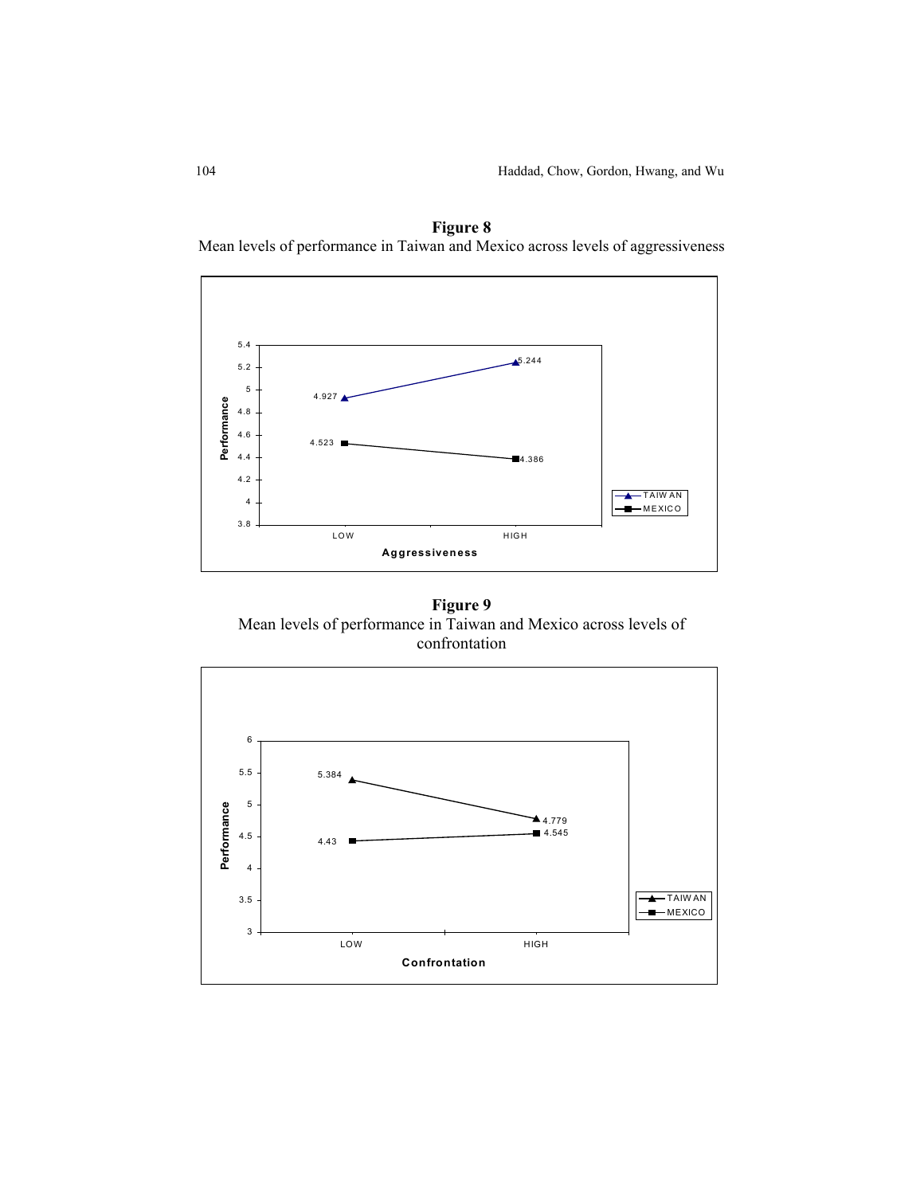**Figure 8**
Mean levels of performance in Taiwan and Mexico across levels of aggressiveness

**Figure 9**
Mean levels of performance in Taiwan and Mexico across levels of confrontation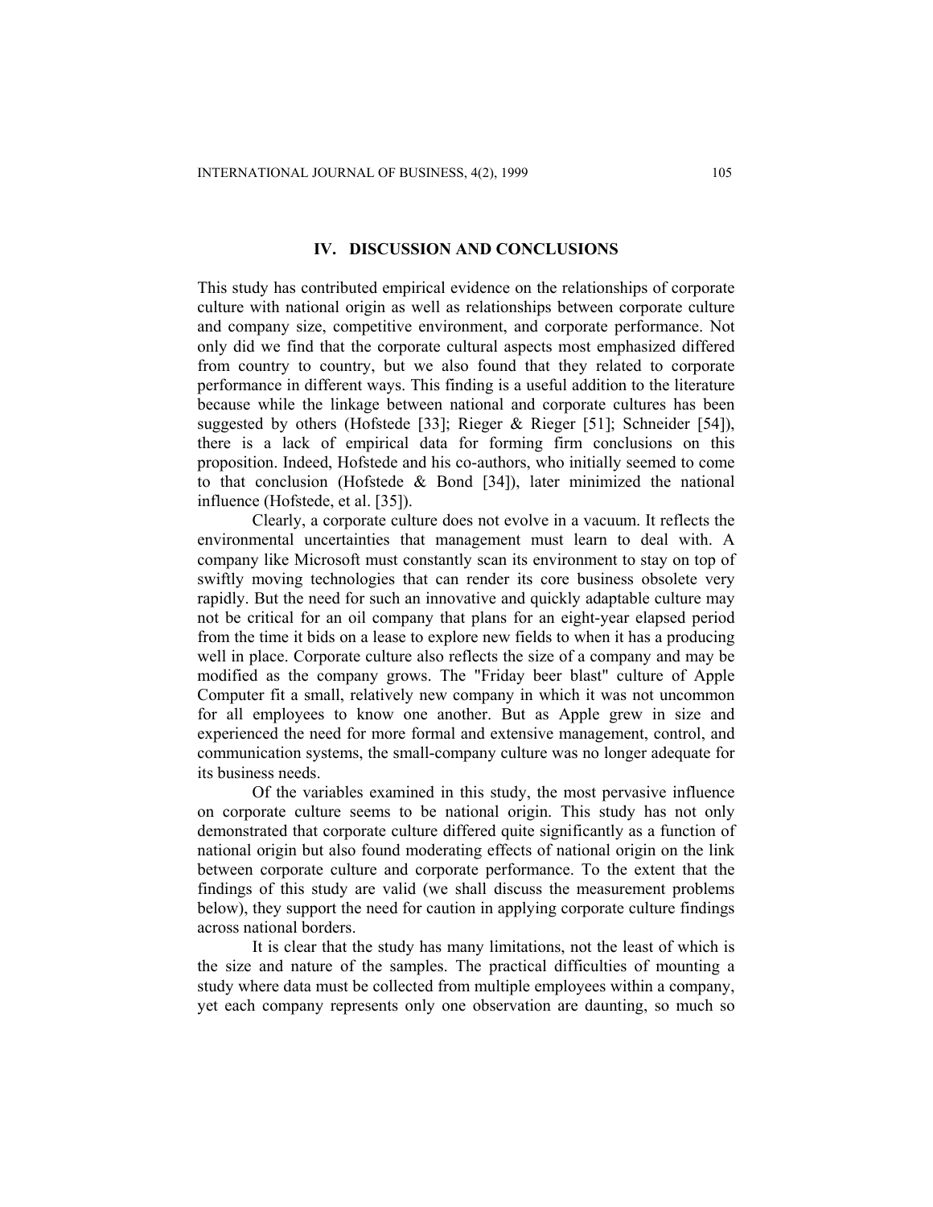## IV. DISCUSSION AND CONCLUSIONS

This study has contributed empirical evidence on the relationships of corporate culture with national origin as well as relationships between corporate culture and company size, competitive environment, and corporate performance. Not only did we find that the corporate cultural aspects most emphasized differed from country to country, but we also found that they related to corporate performance in different ways. This finding is a useful addition to the literature because while the linkage between national and corporate cultures has been suggested by others (Hofstede [33]; Rieger & Rieger [51]; Schneider [54]), there is a lack of empirical data for forming firm conclusions on this proposition. Indeed, Hofstede and his co-authors, who initially seemed to come to that conclusion (Hofstede & Bond [34]), later minimized the national influence (Hofstede, et al. [35]).

Clearly, a corporate culture does not evolve in a vacuum. It reflects the environmental uncertainties that management must learn to deal with. A company like Microsoft must constantly scan its environment to stay on top of swiftly moving technologies that can render its core business obsolete very rapidly. But the need for such an innovative and quickly adaptable culture may not be critical for an oil company that plans for an eight-year elapsed period from the time it bids on a lease to explore new fields to when it has a producing well in place. Corporate culture also reflects the size of a company and may be modified as the company grows. The "Friday beer blast" culture of Apple Computer fit a small, relatively new company in which it was not uncommon for all employees to know one another. But as Apple grew in size and experienced the need for more formal and extensive management, control, and communication systems, the small-company culture was no longer adequate for its business needs.

Of the variables examined in this study, the most pervasive influence on corporate culture seems to be national origin. This study has not only demonstrated that corporate culture differed quite significantly as a function of national origin but also found moderating effects of national origin on the link between corporate culture and corporate performance. To the extent that the findings of this study are valid (we shall discuss the measurement problems below), they support the need for caution in applying corporate culture findings across national borders.

It is clear that the study has many limitations, not the least of which is the size and nature of the samples. The practical difficulties of mounting a study where data must be collected from multiple employees within a company, yet each company represents only one observation are daunting, so much so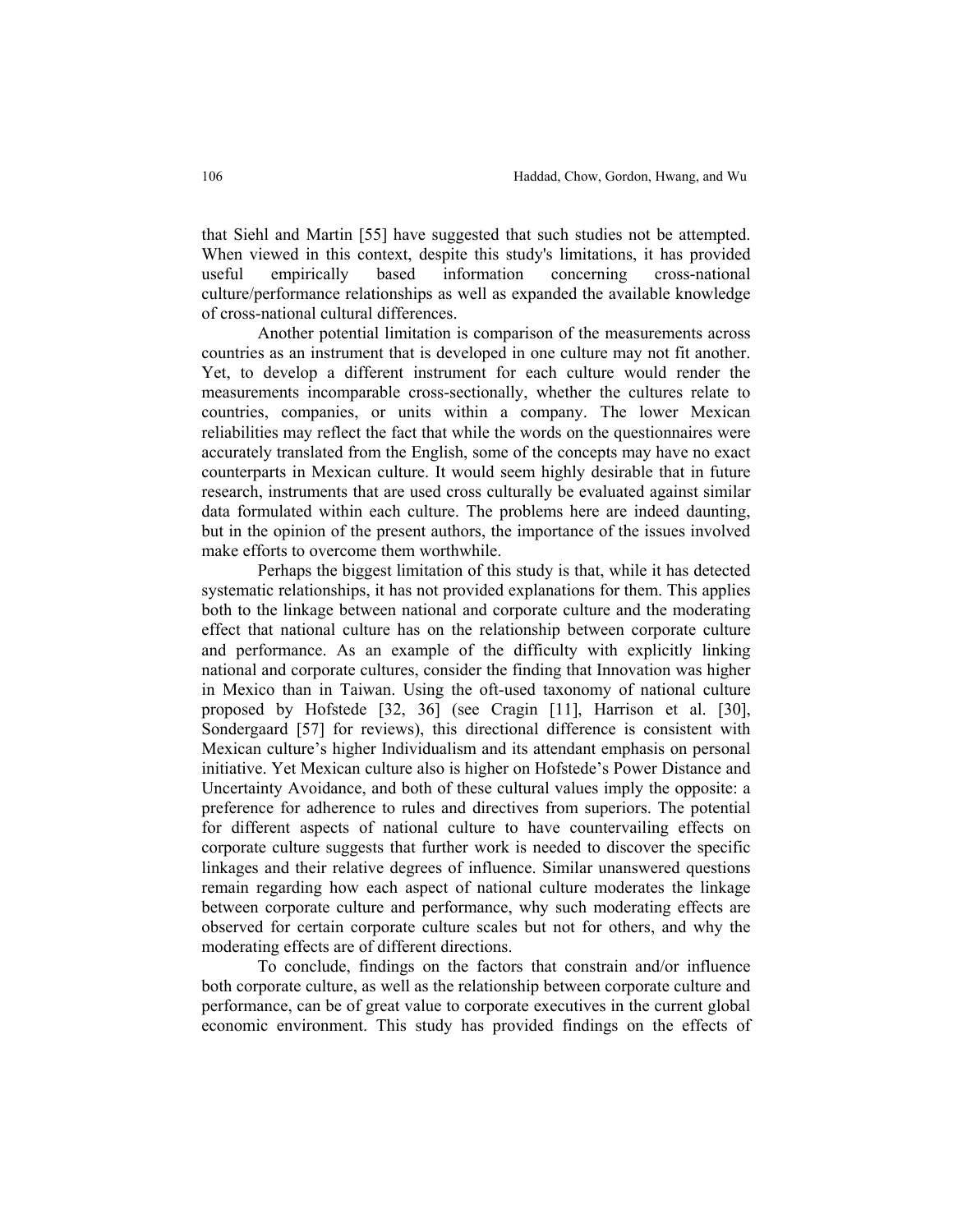that Siehl and Martin [55] have suggested that such studies not be attempted. When viewed in this context, despite this study's limitations, it has provided useful empirically based information concerning cross-national culture/performance relationships as well as expanded the available knowledge of cross-national cultural differences.

Another potential limitation is comparison of the measurements across countries as an instrument that is developed in one culture may not fit another. Yet, to develop a different instrument for each culture would render the measurements incomparable cross-sectionally, whether the cultures relate to countries, companies, or units within a company. The lower Mexican reliabilities may reflect the fact that while the words on the questionnaires were accurately translated from the English, some of the concepts may have no exact counterparts in Mexican culture. It would seem highly desirable that in future research, instruments that are used cross culturally be evaluated against similar data formulated within each culture. The problems here are indeed daunting, but in the opinion of the present authors, the importance of the issues involved make efforts to overcome them worthwhile.

Perhaps the biggest limitation of this study is that, while it has detected systematic relationships, it has not provided explanations for them. This applies both to the linkage between national and corporate culture and the moderating effect that national culture has on the relationship between corporate culture and performance. As an example of the difficulty with explicitly linking national and corporate cultures, consider the finding that Innovation was higher in Mexico than in Taiwan. Using the oft-used taxonomy of national culture proposed by Hofstede [32, 36] (see Cragin [11], Harrison et al. [30], Sondergaard [57] for reviews), this directional difference is consistent with Mexican culture's higher Individualism and its attendant emphasis on personal initiative. Yet Mexican culture also is higher on Hofstede's Power Distance and Uncertainty Avoidance, and both of these cultural values imply the opposite: a preference for adherence to rules and directives from superiors. The potential for different aspects of national culture to have countervailing effects on corporate culture suggests that further work is needed to discover the specific linkages and their relative degrees of influence. Similar unanswered questions remain regarding how each aspect of national culture moderates the linkage between corporate culture and performance, why such moderating effects are observed for certain corporate culture scales but not for others, and why the moderating effects are of different directions.

To conclude, findings on the factors that constrain and/or influence both corporate culture, as well as the relationship between corporate culture and performance, can be of great value to corporate executives in the current global economic environment. This study has provided findings on the effects of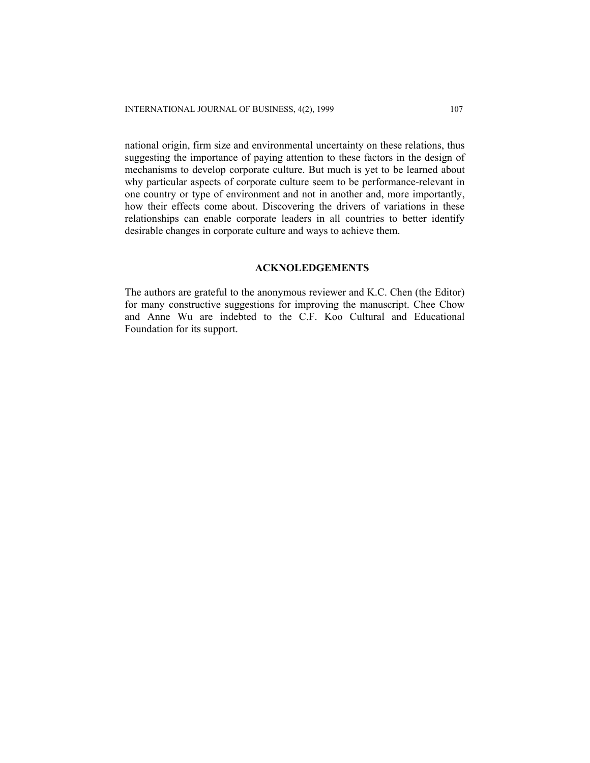national origin, firm size and environmental uncertainty on these relations, thus suggesting the importance of paying attention to these factors in the design of mechanisms to develop corporate culture. But much is yet to be learned about why particular aspects of corporate culture seem to be performance-relevant in one country or type of environment and not in another and, more importantly, how their effects come about. Discovering the drivers of variations in these relationships can enable corporate leaders in all countries to better identify desirable changes in corporate culture and ways to achieve them.

## ACKNOLEDGEMENTS

The authors are grateful to the anonymous reviewer and K.C. Chen (the Editor) for many constructive suggestions for improving the manuscript. Chee Chow and Anne Wu are indebted to the C.F. Koo Cultural and Educational Foundation for its support.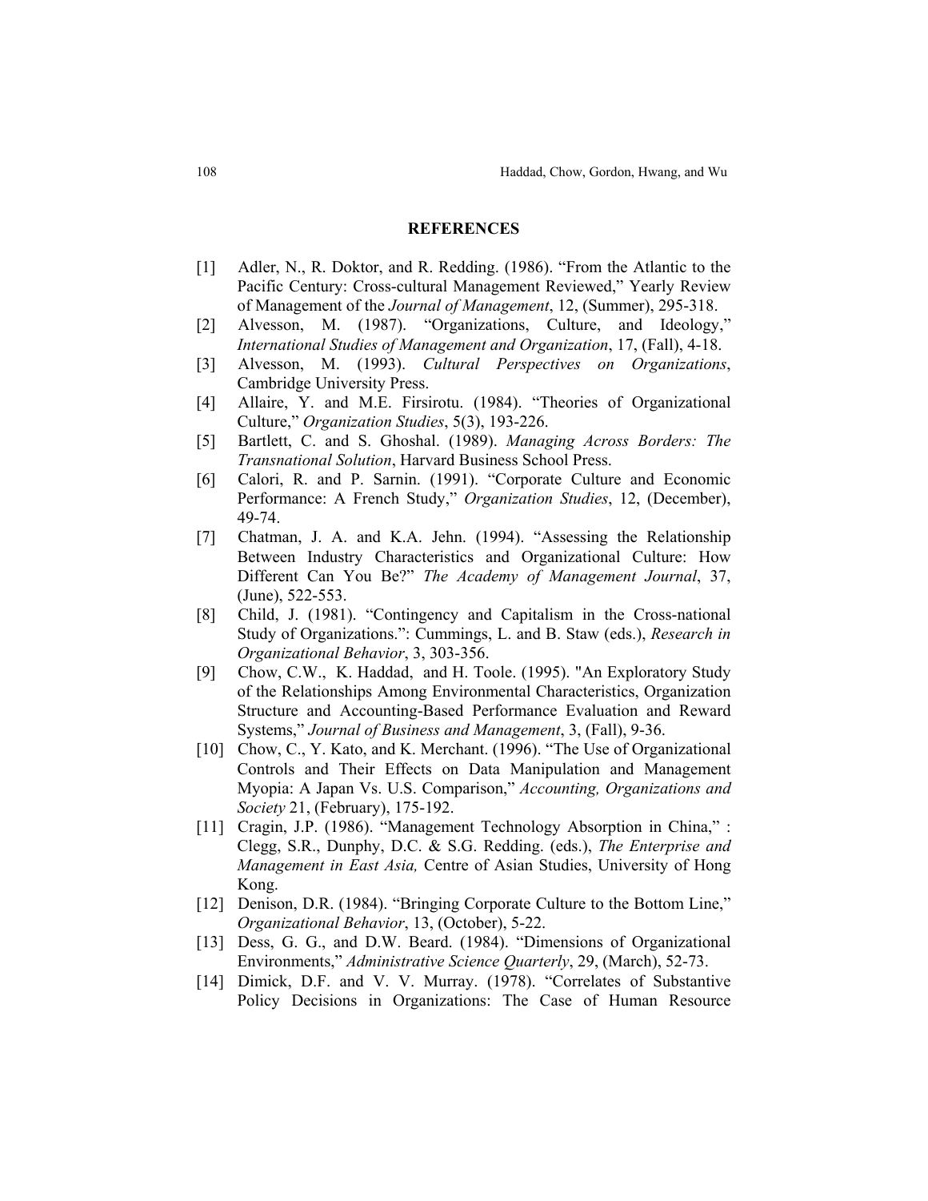## REFERENCES

[1] Adler, N., R. Doktor, and R. Redding. (1986). “From the Atlantic to the Pacific Century: Cross-cultural Management Reviewed,” Yearly Review of Management of the *Journal of Management*, 12, (Summer), 295-318.

[2] Alvesson, M. (1987). “Organizations, Culture, and Ideology,” *International Studies of Management and Organization*, 17, (Fall), 4-18.

[3] Alvesson, M. (1993). *Cultural Perspectives on Organizations*, Cambridge University Press.

[4] Allaire, Y. and M.E. Firsirotu. (1984). “Theories of Organizational Culture,” *Organization Studies*, 5(3), 193-226.

[5] Bartlett, C. and S. Ghoshal. (1989). *Managing Across Borders: The Transnational Solution*, Harvard Business School Press.

[6] Calori, R. and P. Sarnin. (1991). “Corporate Culture and Economic Performance: A French Study,” *Organization Studies*, 12, (December), 49-74.

[7] Chatman, J. A. and K.A. Jehn. (1994). “Assessing the Relationship Between Industry Characteristics and Organizational Culture: How Different Can You Be?” *The Academy of Management Journal*, 37, (June), 522-553.

[8] Child, J. (1981). “Contingency and Capitalism in the Cross-national Study of Organizations.”: Cummings, L. and B. Staw (eds.), *Research in Organizational Behavior*, 3, 303-356.

[9] Chow, C.W., K. Haddad, and H. Toole. (1995). "An Exploratory Study of the Relationships Among Environmental Characteristics, Organization Structure and Accounting-Based Performance Evaluation and Reward Systems,” *Journal of Business and Management*, 3, (Fall), 9-36.

[10] Chow, C., Y. Kato, and K. Merchant. (1996). “The Use of Organizational Controls and Their Effects on Data Manipulation and Management Myopia: A Japan Vs. U.S. Comparison,” *Accounting, Organizations and Society* 21, (February), 175-192.

[11] Cragin, J.P. (1986). “Management Technology Absorption in China,” : Clegg, S.R., Dunphy, D.C. & S.G. Redding. (eds.), *The Enterprise and Management in East Asia,* Centre of Asian Studies, University of Hong Kong.

[12] Denison, D.R. (1984). “Bringing Corporate Culture to the Bottom Line,” *Organizational Behavior*, 13, (October), 5-22.

[13] Dess, G. G., and D.W. Beard. (1984). “Dimensions of Organizational Environments,” *Administrative Science Quarterly*, 29, (March), 52-73.

[14] Dimick, D.F. and V. V. Murray. (1978). “Correlates of Substantive Policy Decisions in Organizations: The Case of Human Resource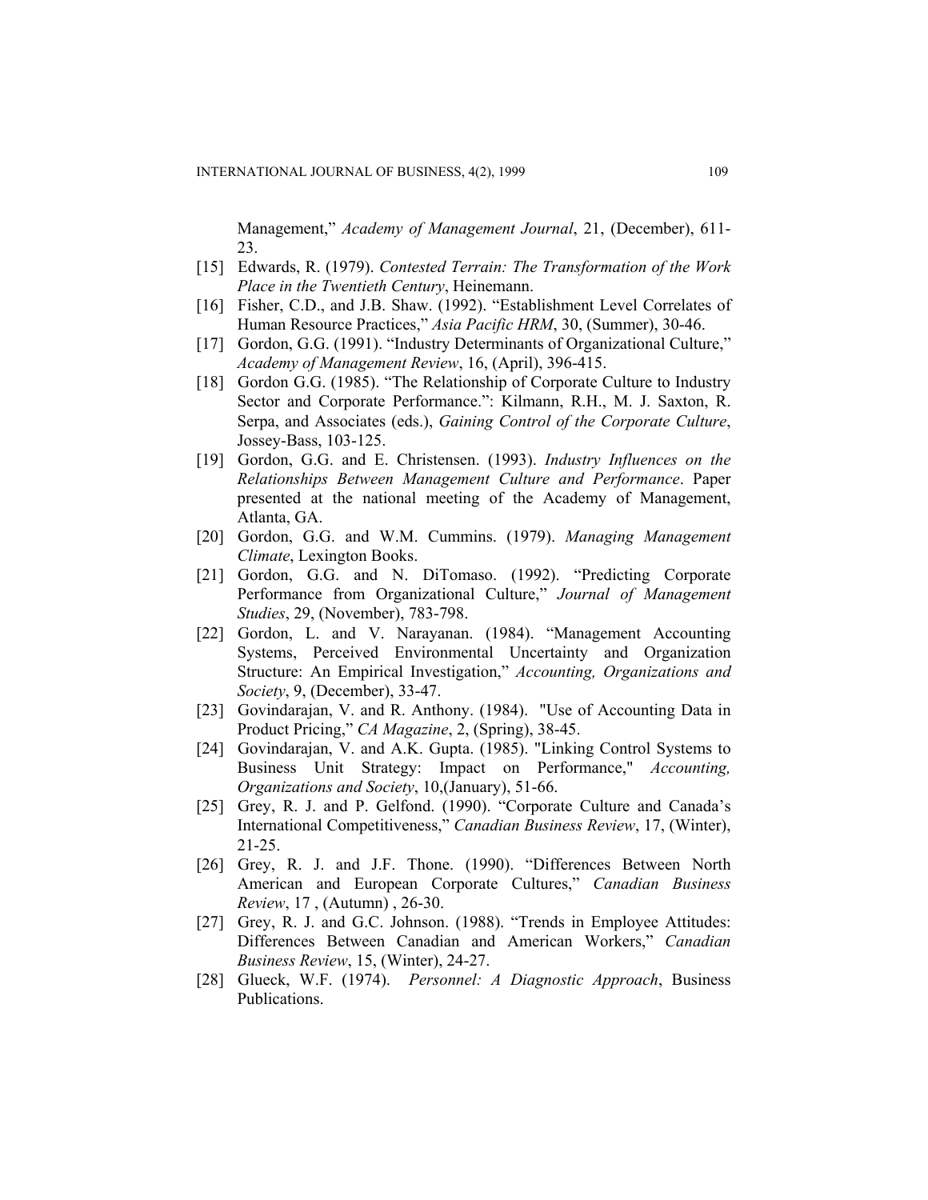Management," *Academy of Management Journal*, 21, (December), 611-23.

[15] Edwards, R. (1979). *Contested Terrain: The Transformation of the Work Place in the Twentieth Century*, Heinemann.

[16] Fisher, C.D., and J.B. Shaw. (1992). "Establishment Level Correlates of Human Resource Practices," *Asia Pacific HRM*, 30, (Summer), 30-46.

[17] Gordon, G.G. (1991). "Industry Determinants of Organizational Culture," *Academy of Management Review*, 16, (April), 396-415.

[18] Gordon G.G. (1985). "The Relationship of Corporate Culture to Industry Sector and Corporate Performance.": Kilmann, R.H., M. J. Saxton, R. Serpa, and Associates (eds.), *Gaining Control of the Corporate Culture*, Jossey-Bass, 103-125.

[19] Gordon, G.G. and E. Christensen. (1993). *Industry Influences on the Relationships Between Management Culture and Performance*. Paper presented at the national meeting of the Academy of Management, Atlanta, GA.

[20] Gordon, G.G. and W.M. Cummins. (1979). *Managing Management Climate*, Lexington Books.

[21] Gordon, G.G. and N. DiTomaso. (1992). "Predicting Corporate Performance from Organizational Culture," *Journal of Management Studies*, 29, (November), 783-798.

[22] Gordon, L. and V. Narayanan. (1984). "Management Accounting Systems, Perceived Environmental Uncertainty and Organization Structure: An Empirical Investigation," *Accounting, Organizations and Society*, 9, (December), 33-47.

[23] Govindarajan, V. and R. Anthony. (1984). "Use of Accounting Data in Product Pricing," *CA Magazine*, 2, (Spring), 38-45.

[24] Govindarajan, V. and A.K. Gupta. (1985). "Linking Control Systems to Business Unit Strategy: Impact on Performance," *Accounting, Organizations and Society*, 10,(January), 51-66.

[25] Grey, R. J. and P. Gelfond. (1990). "Corporate Culture and Canada's International Competitiveness," *Canadian Business Review*, 17, (Winter), 21-25.

[26] Grey, R. J. and J.F. Thone. (1990). "Differences Between North American and European Corporate Cultures," *Canadian Business Review*, 17 , (Autumn) , 26-30.

[27] Grey, R. J. and G.C. Johnson. (1988). "Trends in Employee Attitudes: Differences Between Canadian and American Workers," *Canadian Business Review*, 15, (Winter), 24-27.

[28] Glueck, W.F. (1974). *Personnel: A Diagnostic Approach*, Business Publications.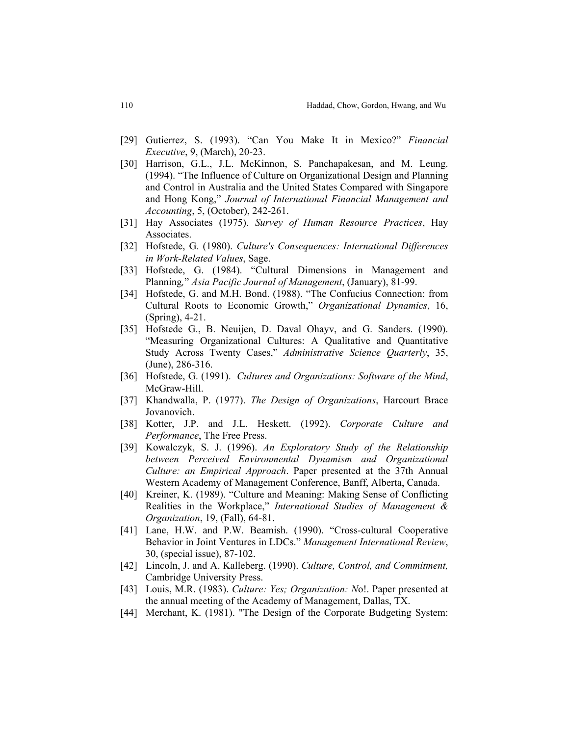- [29] Gutierrez, S. (1993). "Can You Make It in Mexico?" *Financial Executive*, 9, (March), 20-23.
- [30] Harrison, G.L., J.L. McKinnon, S. Panchapakesan, and M. Leung. (1994). "The Influence of Culture on Organizational Design and Planning and Control in Australia and the United States Compared with Singapore and Hong Kong," *Journal of International Financial Management and Accounting*, 5, (October), 242-261.
- [31] Hay Associates (1975). *Survey of Human Resource Practices*, Hay Associates.
- [32] Hofstede, G. (1980). *Culture's Consequences: International Differences in Work-Related Values*, Sage.
- [33] Hofstede, G. (1984). "Cultural Dimensions in Management and Planning," *Asia Pacific Journal of Management*, (January), 81-99.
- [34] Hofstede, G. and M.H. Bond. (1988). "The Confucius Connection: from Cultural Roots to Economic Growth," *Organizational Dynamics*, 16, (Spring), 4-21.
- [35] Hofstede G., B. Neuijen, D. Daval Ohayv, and G. Sanders. (1990). "Measuring Organizational Cultures: A Qualitative and Quantitative Study Across Twenty Cases," *Administrative Science Quarterly*, 35, (June), 286-316.
- [36] Hofstede, G. (1991). *Cultures and Organizations: Software of the Mind*, McGraw-Hill.
- [37] Khandwalla, P. (1977). *The Design of Organizations*, Harcourt Brace Jovanovich.
- [38] Kotter, J.P. and J.L. Heskett. (1992). *Corporate Culture and Performance*, The Free Press.
- [39] Kowalczyk, S. J. (1996). *An Exploratory Study of the Relationship between Perceived Environmental Dynamism and Organizational Culture: an Empirical Approach*. Paper presented at the 37th Annual Western Academy of Management Conference, Banff, Alberta, Canada.
- [40] Kreiner, K. (1989). "Culture and Meaning: Making Sense of Conflicting Realities in the Workplace," *International Studies of Management & Organization*, 19, (Fall), 64-81.
- [41] Lane, H.W. and P.W. Beamish. (1990). "Cross-cultural Cooperative Behavior in Joint Ventures in LDCs." *Management International Review*, 30, (special issue), 87-102.
- [42] Lincoln, J. and A. Kalleberg. (1990). *Culture, Control, and Commitment,* Cambridge University Press.
- [43] Louis, M.R. (1983). *Culture: Yes; Organization: N*o!. Paper presented at the annual meeting of the Academy of Management, Dallas, TX.
- [44] Merchant, K. (1981). "The Design of the Corporate Budgeting System: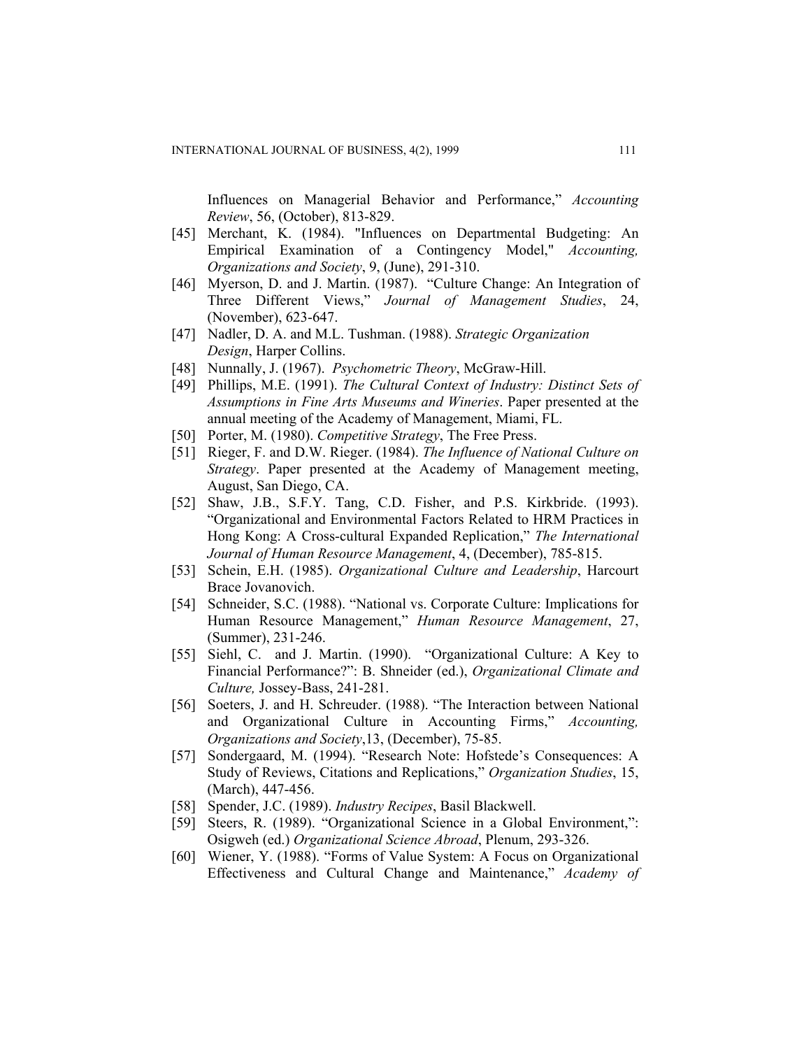Influences on Managerial Behavior and Performance," *Accounting Review*, 56, (October), 813-829.

[45] Merchant, K. (1984). "Influences on Departmental Budgeting: An Empirical Examination of a Contingency Model," *Accounting, Organizations and Society*, 9, (June), 291-310.

[46] Myerson, D. and J. Martin. (1987). "Culture Change: An Integration of Three Different Views," *Journal of Management Studies*, 24, (November), 623-647.

[47] Nadler, D. A. and M.L. Tushman. (1988). *Strategic Organization Design*, Harper Collins.

[48] Nunnally, J. (1967). *Psychometric Theory*, McGraw-Hill.

[49] Phillips, M.E. (1991). *The Cultural Context of Industry: Distinct Sets of Assumptions in Fine Arts Museums and Wineries*. Paper presented at the annual meeting of the Academy of Management, Miami, FL.

[50] Porter, M. (1980). *Competitive Strategy*, The Free Press.

[51] Rieger, F. and D.W. Rieger. (1984). *The Influence of National Culture on Strategy*. Paper presented at the Academy of Management meeting, August, San Diego, CA.

[52] Shaw, J.B., S.F.Y. Tang, C.D. Fisher, and P.S. Kirkbride. (1993). "Organizational and Environmental Factors Related to HRM Practices in Hong Kong: A Cross-cultural Expanded Replication," *The International Journal of Human Resource Management*, 4, (December), 785-815.

[53] Schein, E.H. (1985). *Organizational Culture and Leadership*, Harcourt Brace Jovanovich.

[54] Schneider, S.C. (1988). "National vs. Corporate Culture: Implications for Human Resource Management," *Human Resource Management*, 27, (Summer), 231-246.

[55] Siehl, C. and J. Martin. (1990). "Organizational Culture: A Key to Financial Performance?": B. Shneider (ed.), *Organizational Climate and Culture,* Jossey-Bass, 241-281.

[56] Soeters, J. and H. Schreuder. (1988). "The Interaction between National and Organizational Culture in Accounting Firms," *Accounting, Organizations and Society*,13, (December), 75-85.

[57] Sondergaard, M. (1994). "Research Note: Hofstede's Consequences: A Study of Reviews, Citations and Replications," *Organization Studies*, 15, (March), 447-456.

[58] Spender, J.C. (1989). *Industry Recipes*, Basil Blackwell.

[59] Steers, R. (1989). "Organizational Science in a Global Environment,": Osigweh (ed.) *Organizational Science Abroad*, Plenum, 293-326.

[60] Wiener, Y. (1988). "Forms of Value System: A Focus on Organizational Effectiveness and Cultural Change and Maintenance," *Academy of*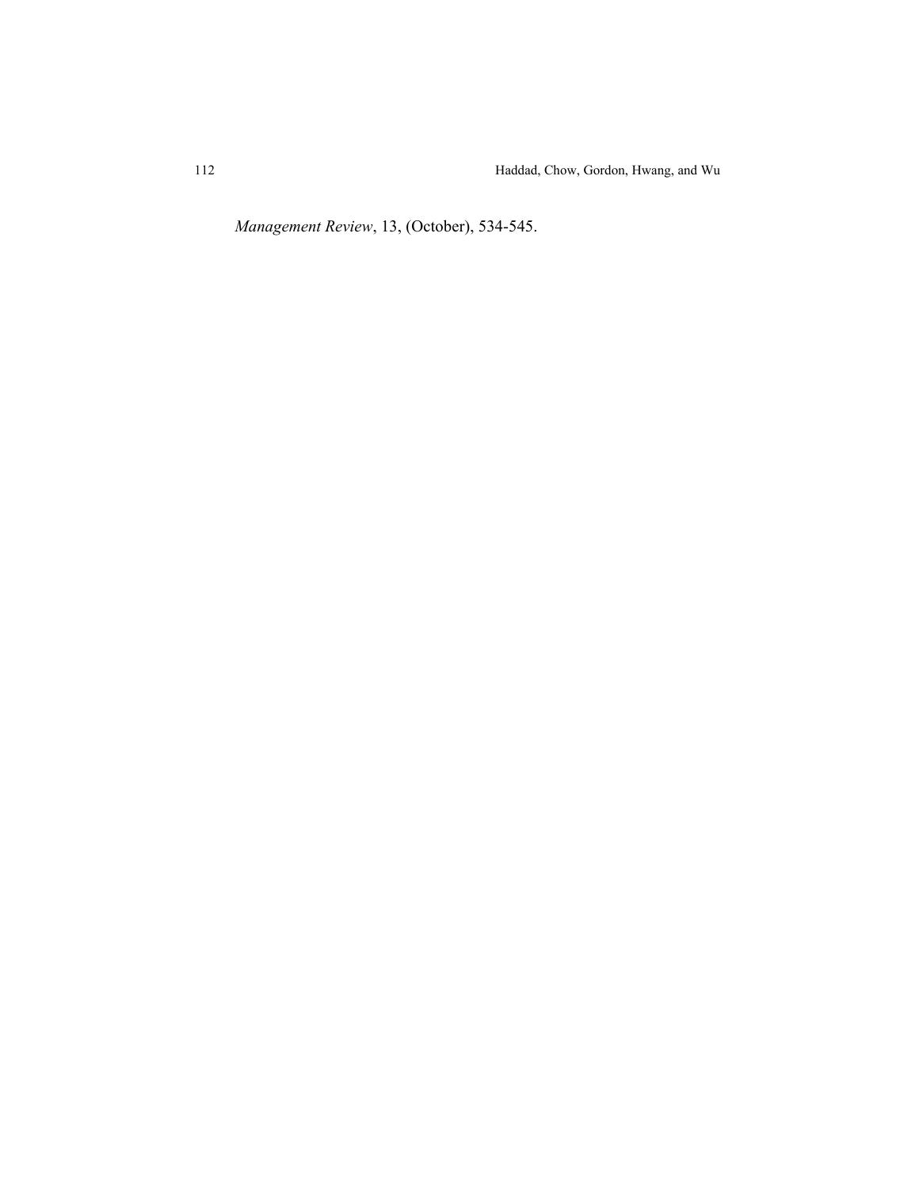*Management Review*, 13, (October), 534-545.